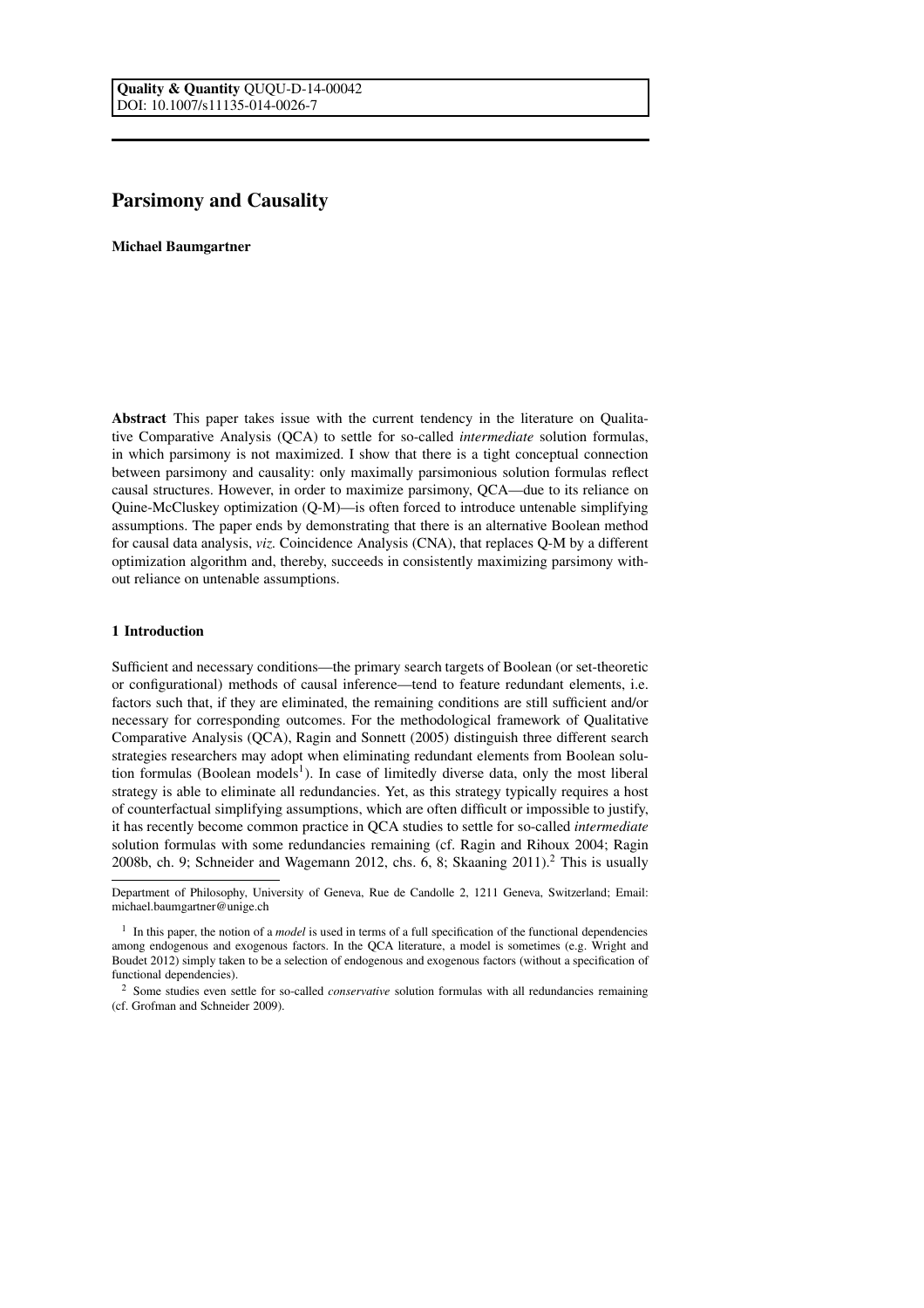Quality & Quantity QUQU-D-14-00042
DOI: 10.1007/s11135-014-0026-7

# Parsimony and Causality

**Michael Baumgartner**

**Abstract** This paper takes issue with the current tendency in the literature on Qualitative Comparative Analysis (QCA) to settle for so-called *intermediate* solution formulas, in which parsimony is not maximized. I show that there is a tight conceptual connection between parsimony and causality: only maximally parsimonious solution formulas reflect causal structures. However, in order to maximize parsimony, QCA—due to its reliance on Quine-McCluskey optimization (Q-M)—is often forced to introduce untenable simplifying assumptions. The paper ends by demonstrating that there is an alternative Boolean method for causal data analysis, *viz.* Coincidence Analysis (CNA), that replaces Q-M by a different optimization algorithm and, thereby, succeeds in consistently maximizing parsimony without reliance on untenable assumptions.

## 1 Introduction

Sufficient and necessary conditions—the primary search targets of Boolean (or set-theoretic or configurational) methods of causal inference—tend to feature redundant elements, i.e. factors such that, if they are eliminated, the remaining conditions are still sufficient and/or necessary for corresponding outcomes. For the methodological framework of Qualitative Comparative Analysis (QCA), Ragin and Sonnett (2005) distinguish three different search strategies researchers may adopt when eliminating redundant elements from Boolean solution formulas (Boolean models[1]). In case of limitedly diverse data, only the most liberal strategy is able to eliminate all redundancies. Yet, as this strategy typically requires a host of counterfactual simplifying assumptions, which are often difficult or impossible to justify, it has recently become common practice in QCA studies to settle for so-called *intermediate* solution formulas with some redundancies remaining (cf. Ragin and Rihoux 2004; Ragin 2008b, ch. 9; Schneider and Wagemann 2012, chs. 6, 8; Skaaning 2011).[2] This is usually

---

Department of Philosophy, University of Geneva, Rue de Candolle 2, 1211 Geneva, Switzerland; Email: michael.baumgartner@unige.ch

[1] In this paper, the notion of a *model* is used in terms of a full specification of the functional dependencies among endogenous and exogenous factors. In the QCA literature, a model is sometimes (e.g. Wright and Boudet 2012) simply taken to be a selection of endogenous and exogenous factors (without a specification of functional dependencies).

[2] Some studies even settle for so-called *conservative* solution formulas with all redundancies remaining (cf. Grofman and Schneider 2009).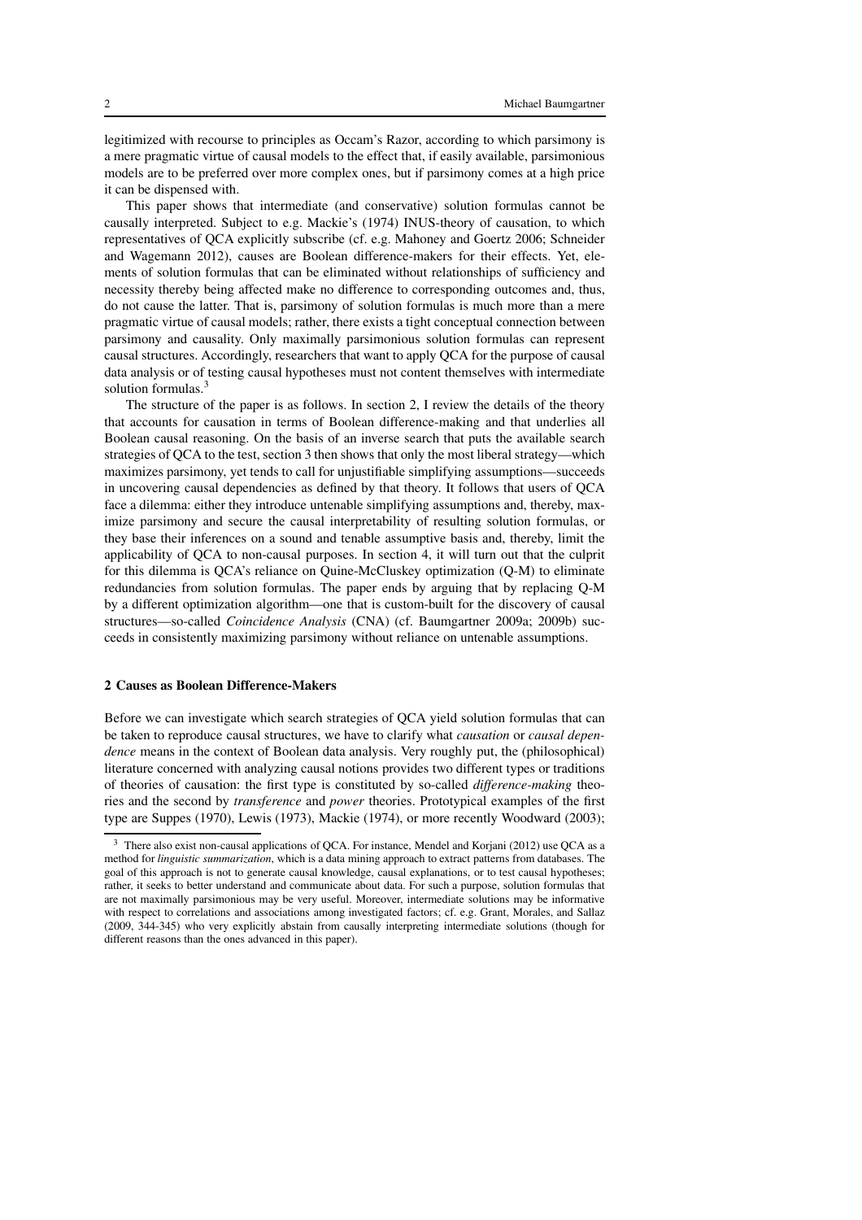legitimized with recourse to principles as Occam's Razor, according to which parsimony is a mere pragmatic virtue of causal models to the effect that, if easily available, parsimonious models are to be preferred over more complex ones, but if parsimony comes at a high price it can be dispensed with.

This paper shows that intermediate (and conservative) solution formulas cannot be causally interpreted. Subject to e.g. Mackie's (1974) INUS-theory of causation, to which representatives of QCA explicitly subscribe (cf. e.g. Mahoney and Goertz 2006; Schneider and Wagemann 2012), causes are Boolean difference-makers for their effects. Yet, elements of solution formulas that can be eliminated without relationships of sufficiency and necessity thereby being affected make no difference to corresponding outcomes and, thus, do not cause the latter. That is, parsimony of solution formulas is much more than a mere pragmatic virtue of causal models; rather, there exists a tight conceptual connection between parsimony and causality. Only maximally parsimonious solution formulas can represent causal structures. Accordingly, researchers that want to apply QCA for the purpose of causal data analysis or of testing causal hypotheses must not content themselves with intermediate solution formulas.[3]

The structure of the paper is as follows. In section 2, I review the details of the theory that accounts for causation in terms of Boolean difference-making and that underlies all Boolean causal reasoning. On the basis of an inverse search that puts the available search strategies of QCA to the test, section 3 then shows that only the most liberal strategy—which maximizes parsimony, yet tends to call for unjustifiable simplifying assumptions—succeeds in uncovering causal dependencies as defined by that theory. It follows that users of QCA face a dilemma: either they introduce untenable simplifying assumptions and, thereby, maximize parsimony and secure the causal interpretability of resulting solution formulas, or they base their inferences on a sound and tenable assumptive basis and, thereby, limit the applicability of QCA to non-causal purposes. In section 4, it will turn out that the culprit for this dilemma is QCA's reliance on Quine-McCluskey optimization (Q-M) to eliminate redundancies from solution formulas. The paper ends by arguing that by replacing Q-M by a different optimization algorithm—one that is custom-built for the discovery of causal structures—so-called *Coincidence Analysis* (CNA) (cf. Baumgartner 2009a; 2009b) succeeds in consistently maximizing parsimony without reliance on untenable assumptions.

## 2 Causes as Boolean Difference-Makers

Before we can investigate which search strategies of QCA yield solution formulas that can be taken to reproduce causal structures, we have to clarify what *causation* or *causal dependence* means in the context of Boolean data analysis. Very roughly put, the (philosophical) literature concerned with analyzing causal notions provides two different types or traditions of theories of causation: the first type is constituted by so-called *difference-making* theories and the second by *transference* and *power* theories. Prototypical examples of the first type are Suppes (1970), Lewis (1973), Mackie (1974), or more recently Woodward (2003);

[3] There also exist non-causal applications of QCA. For instance, Mendel and Korjani (2012) use QCA as a method for *linguistic summarization*, which is a data mining approach to extract patterns from databases. The goal of this approach is not to generate causal knowledge, causal explanations, or to test causal hypotheses; rather, it seeks to better understand and communicate about data. For such a purpose, solution formulas that are not maximally parsimonious may be very useful. Moreover, intermediate solutions may be informative with respect to correlations and associations among investigated factors; cf. e.g. Grant, Morales, and Sallaz (2009, 344-345) who very explicitly abstain from causally interpreting intermediate solutions (though for different reasons than the ones advanced in this paper).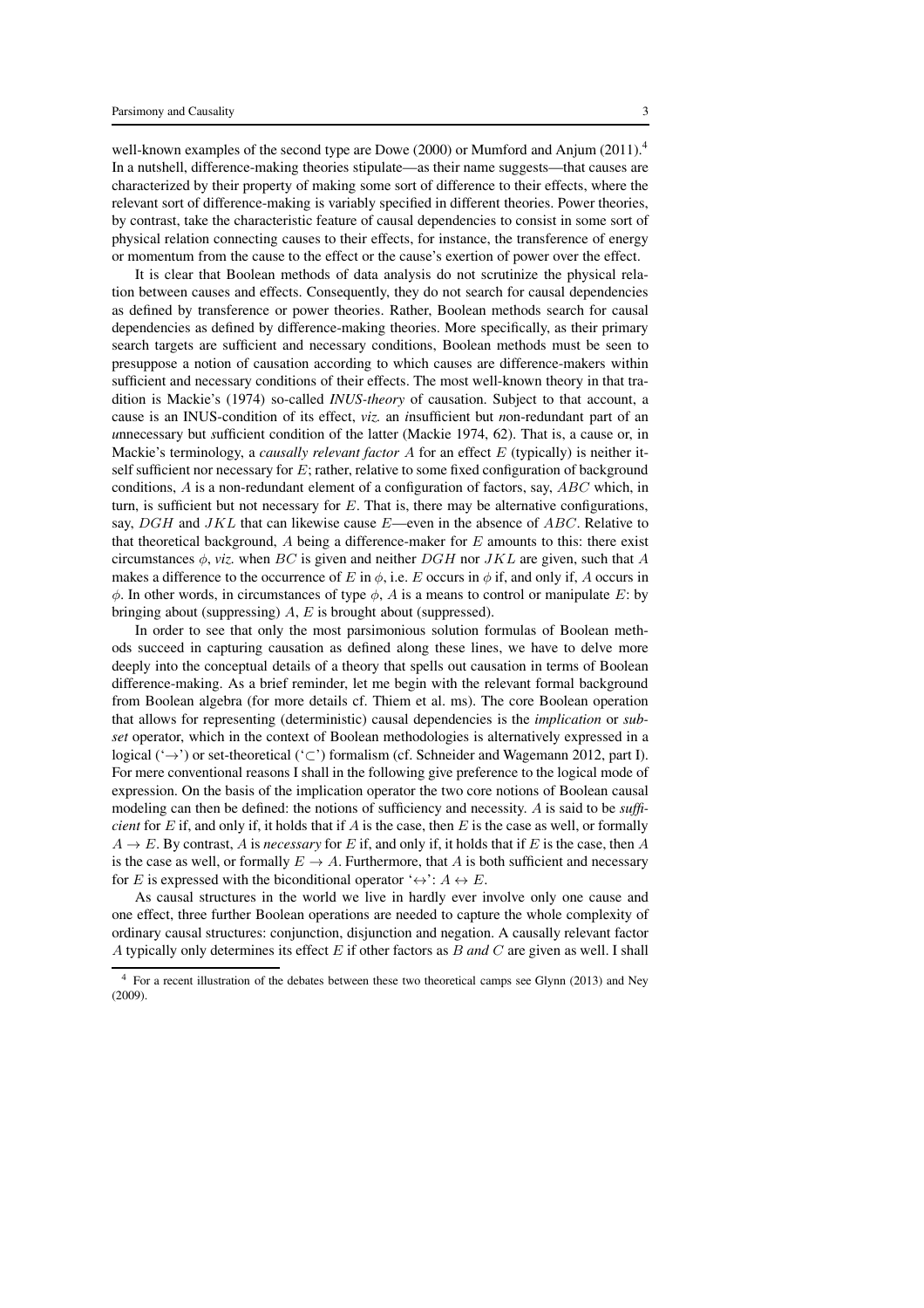well-known examples of the second type are Dowe (2000) or Mumford and Anjum (2011).[4] In a nutshell, difference-making theories stipulate—as their name suggests—that causes are characterized by their property of making some sort of difference to their effects, where the relevant sort of difference-making is variably specified in different theories. Power theories, by contrast, take the characteristic feature of causal dependencies to consist in some sort of physical relation connecting causes to their effects, for instance, the transference of energy or momentum from the cause to the effect or the cause's exertion of power over the effect.

It is clear that Boolean methods of data analysis do not scrutinize the physical relation between causes and effects. Consequently, they do not search for causal dependencies as defined by transference or power theories. Rather, Boolean methods search for causal dependencies as defined by difference-making theories. More specifically, as their primary search targets are sufficient and necessary conditions, Boolean methods must be seen to presuppose a notion of causation according to which causes are difference-makers within sufficient and necessary conditions of their effects. The most well-known theory in that tradition is Mackie's (1974) so-called *INUS-theory* of causation. Subject to that account, a cause is an INUS-condition of its effect, *viz.* an *i*nsufficient but *n*on-redundant part of an *u*nnecessary but *s*ufficient condition of the latter (Mackie 1974, 62). That is, a cause or, in Mackie's terminology, a *causally relevant factor* $A$ for an effect $E$ (typically) is neither itself sufficient nor necessary for $E$; rather, relative to some fixed configuration of background conditions, $A$ is a non-redundant element of a configuration of factors, say, $ABC$ which, in turn, is sufficient but not necessary for $E$. That is, there may be alternative configurations, say, $DGH$ and $JKL$ that can likewise cause $E$—even in the absence of $ABC$. Relative to that theoretical background, $A$ being a difference-maker for $E$ amounts to this: there exist circumstances $\phi$, *viz.* when $BC$ is given and neither $DGH$ nor $JKL$ are given, such that $A$ makes a difference to the occurrence of $E$ in $\phi$, i.e. $E$ occurs in $\phi$ if, and only if, $A$ occurs in $\phi$. In other words, in circumstances of type $\phi$, $A$ is a means to control or manipulate $E$: by bringing about (suppressing) $A$, $E$ is brought about (suppressed).

In order to see that only the most parsimonious solution formulas of Boolean methods succeed in capturing causation as defined along these lines, we have to delve more deeply into the conceptual details of a theory that spells out causation in terms of Boolean difference-making. As a brief reminder, let me begin with the relevant formal background from Boolean algebra (for more details cf. Thiem et al. ms). The core Boolean operation that allows for representing (deterministic) causal dependencies is the *implication* or *subset* operator, which in the context of Boolean methodologies is alternatively expressed in a logical ('$\rightarrow$') or set-theoretical ('$\subset$') formalism (cf. Schneider and Wagemann 2012, part I). For mere conventional reasons I shall in the following give preference to the logical mode of expression. On the basis of the implication operator the two core notions of Boolean causal modeling can then be defined: the notions of sufficiency and necessity. $A$ is said to be *sufficient* for $E$ if, and only if, it holds that if $A$ is the case, then $E$ is the case as well, or formally $A \rightarrow E$. By contrast, $A$ is *necessary* for $E$ if, and only if, it holds that if $E$ is the case, then $A$ is the case as well, or formally $E \rightarrow A$. Furthermore, that $A$ is both sufficient and necessary for $E$ is expressed with the biconditional operator '$\leftrightarrow$': $A \leftrightarrow E$.

As causal structures in the world we live in hardly ever involve only one cause and one effect, three further Boolean operations are needed to capture the whole complexity of ordinary causal structures: conjunction, disjunction and negation. A causally relevant factor $A$ typically only determines its effect $E$ if other factors as $B$ *and* $C$ are given as well. I shall

[4] For a recent illustration of the debates between these two theoretical camps see Glynn (2013) and Ney (2009).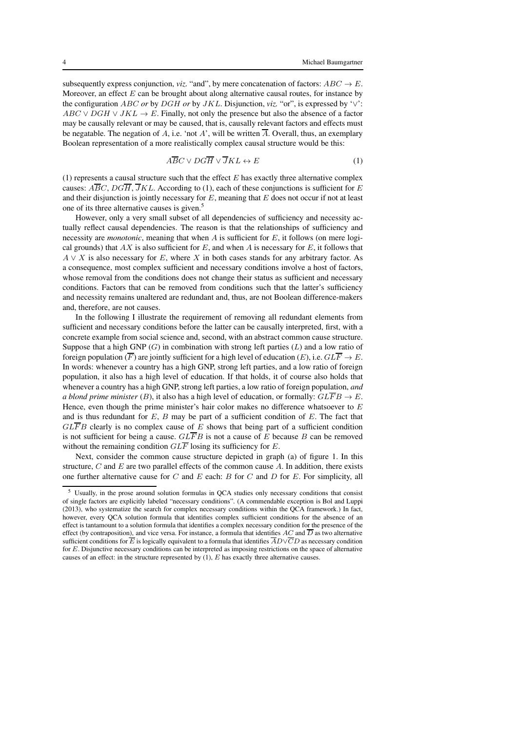subsequently express conjunction, *viz.* "and", by mere concatenation of factors: $ABC \rightarrow E$. Moreover, an effect $E$ can be brought about along alternative causal routes, for instance by the configuration $ABC$ *or* by $DGH$ *or* by $JKL$. Disjunction, *viz.* "or", is expressed by '$\vee$': $ABC \vee DGH \vee JKL \rightarrow E$. Finally, not only the presence but also the absence of a factor may be causally relevant or may be caused, that is, causally relevant factors and effects must be negatable. The negation of $A$, i.e. 'not $A$', will be written $\overline{A}$. Overall, thus, an exemplary Boolean representation of a more realistically complex causal structure would be this:

$$A\overline{B}C \vee DG\overline{H} \vee \overline{J}KL \leftrightarrow E \tag{1}$$

(1) represents a causal structure such that the effect $E$ has exactly three alternative complex causes: $A\overline{B}C$, $DG\overline{H}$, $\overline{J}KL$. According to (1), each of these conjunctions is sufficient for $E$ and their disjunction is jointly necessary for $E$, meaning that $E$ does not occur if not at least one of its three alternative causes is given.[5]

However, only a very small subset of all dependencies of sufficiency and necessity actually reflect causal dependencies. The reason is that the relationships of sufficiency and necessity are *monotonic*, meaning that when $A$ is sufficient for $E$, it follows (on mere logical grounds) that $AX$ is also sufficient for $E$, and when $A$ is necessary for $E$, it follows that $A \vee X$ is also necessary for $E$, where $X$ in both cases stands for any arbitrary factor. As a consequence, most complex sufficient and necessary conditions involve a host of factors, whose removal from the conditions does not change their status as sufficient and necessary conditions. Factors that can be removed from conditions such that the latter's sufficiency and necessity remains unaltered are redundant and, thus, are not Boolean difference-makers and, therefore, are not causes.

In the following I illustrate the requirement of removing all redundant elements from sufficient and necessary conditions before the latter can be causally interpreted, first, with a concrete example from social science and, second, with an abstract common cause structure. Suppose that a high GNP ($G$) in combination with strong left parties ($L$) and a low ratio of foreign population ($\overline{F}$) are jointly sufficient for a high level of education ($E$), i.e. $GL\overline{F} \rightarrow E$. In words: whenever a country has a high GNP, strong left parties, and a low ratio of foreign population, it also has a high level of education. If that holds, it of course also holds that whenever a country has a high GNP, strong left parties, a low ratio of foreign population, *and a blond prime minister* ($B$), it also has a high level of education, or formally: $GL\overline{F}B \rightarrow E$. Hence, even though the prime minister's hair color makes no difference whatsoever to $E$ and is thus redundant for $E$, $B$ may be part of a sufficient condition of $E$. The fact that $GL\overline{F}B$ clearly is no complex cause of $E$ shows that being part of a sufficient condition is not sufficient for being a cause. $GL\overline{F}B$ is not a cause of $E$ because $B$ can be removed without the remaining condition $GL\overline{F}$ losing its sufficiency for $E$.

Next, consider the common cause structure depicted in graph (a) of figure 1. In this structure, $C$ and $E$ are two parallel effects of the common cause $A$. In addition, there exists one further alternative cause for $C$ and $E$ each: $B$ for $C$ and $D$ for $E$. For simplicity, all

[5] Usually, in the prose around solution formulas in QCA studies only necessary conditions that consist of single factors are explicitly labeled "necessary conditions". (A commendable exception is Bol and Luppi (2013), who systematize the search for complex necessary conditions within the QCA framework.) In fact, however, every QCA solution formula that identifies complex sufficient conditions for the absence of an effect is tantamount to a solution formula that identifies a complex necessary condition for the presence of the effect (by contraposition), and vice versa. For instance, a formula that identifies $AC$ and $\overline{D}$ as two alternative sufficient conditions for $\overline{E}$ is logically equivalent to a formula that identifies $\overline{A}D \vee \overline{C}D$ as necessary condition for $E$. Disjunctive necessary conditions can be interpreted as imposing restrictions on the space of alternative causes of an effect: in the structure represented by (1), $E$ has exactly three alternative causes.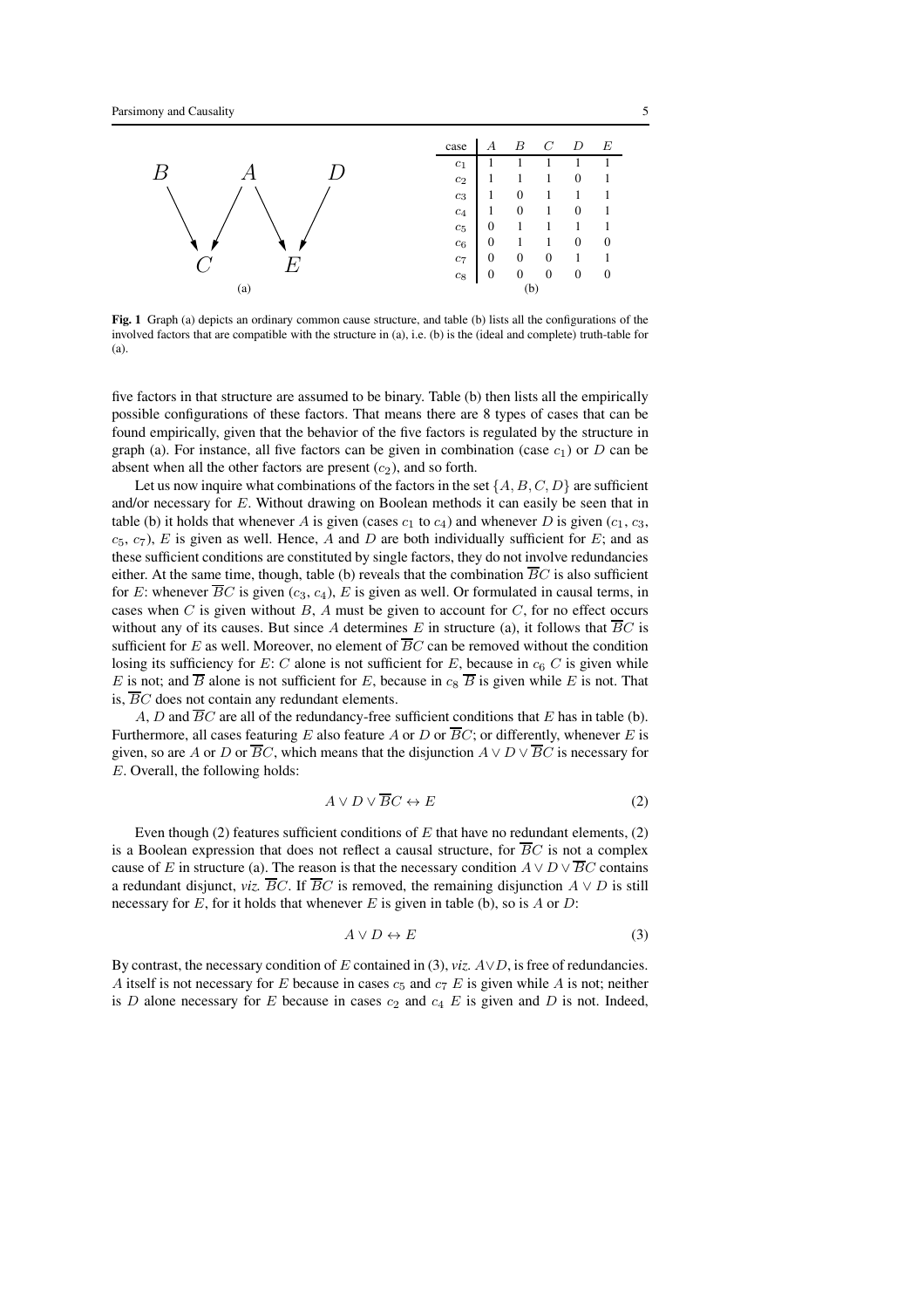| case | $A$ | $B$ | $C$ | $D$ | $E$ |
|---|---|---|---|---|---|
| $c_1$ | 1 | 1 | 1 | 1 | 1 |
| $c_2$ | 1 | 1 | 1 | 0 | 1 |
| $c_3$ | 1 | 0 | 1 | 1 | 1 |
| $c_4$ | 1 | 0 | 1 | 0 | 1 |
| $c_5$ | 0 | 1 | 1 | 1 | 1 |
| $c_6$ | 0 | 1 | 1 | 0 | 0 |
| $c_7$ | 0 | 0 | 0 | 1 | 1 |
| $c_8$ | 0 | 0 | 0 | 0 | 0 |

**Fig. 1** Graph (a) depicts an ordinary common cause structure, and table (b) lists all the configurations of the involved factors that are compatible with the structure in (a), i.e. (b) is the (ideal and complete) truth-table for (a).

five factors in that structure are assumed to be binary. Table (b) then lists all the empirically possible configurations of these factors. That means there are 8 types of cases that can be found empirically, given that the behavior of the five factors is regulated by the structure in graph (a). For instance, all five factors can be given in combination (case $c_1$) or $D$ can be absent when all the other factors are present ($c_2$), and so forth.

Let us now inquire what combinations of the factors in the set $\{A, B, C, D\}$ are sufficient and/or necessary for $E$. Without drawing on Boolean methods it can easily be seen that in table (b) it holds that whenever $A$ is given (cases $c_1$ to $c_4$) and whenever $D$ is given ($c_1$, $c_3$, $c_5$, $c_7$), $E$ is given as well. Hence, $A$ and $D$ are both individually sufficient for $E$; and as these sufficient conditions are constituted by single factors, they do not involve redundancies either. At the same time, though, table (b) reveals that the combination $\overline{B}C$ is also sufficient for $E$: whenever $\overline{B}C$ is given ($c_3$, $c_4$), $E$ is given as well. Or formulated in causal terms, in cases when $C$ is given without $B$, $A$ must be given to account for $C$, for no effect occurs without any of its causes. But since $A$ determines $E$ in structure (a), it follows that $\overline{B}C$ is sufficient for $E$ as well. Moreover, no element of $\overline{B}C$ can be removed without the condition losing its sufficiency for $E$: $C$ alone is not sufficient for $E$, because in $c_6$ $C$ is given while $E$ is not; and $\overline{B}$ alone is not sufficient for $E$, because in $c_8$ $\overline{B}$ is given while $E$ is not. That is, $\overline{B}C$ does not contain any redundant elements.

$A$, $D$ and $\overline{B}C$ are all of the redundancy-free sufficient conditions that $E$ has in table (b). Furthermore, all cases featuring $E$ also feature $A$ or $D$ or $\overline{B}C$; or differently, whenever $E$ is given, so are $A$ or $D$ or $\overline{B}C$, which means that the disjunction $A \vee D \vee \overline{B}C$ is necessary for $E$. Overall, the following holds:

$$A \vee D \vee \overline{B}C \leftrightarrow E \tag{2}$$

Even though (2) features sufficient conditions of $E$ that have no redundant elements, (2) is a Boolean expression that does not reflect a causal structure, for $\overline{B}C$ is not a complex cause of $E$ in structure (a). The reason is that the necessary condition $A \vee D \vee \overline{B}C$ contains a redundant disjunct, *viz.* $\overline{B}C$. If $\overline{B}C$ is removed, the remaining disjunction $A \vee D$ is still necessary for $E$, for it holds that whenever $E$ is given in table (b), so is $A$ or $D$:

$$A \vee D \leftrightarrow E \tag{3}$$

By contrast, the necessary condition of $E$ contained in (3), *viz.* $A \vee D$, is free of redundancies. $A$ itself is not necessary for $E$ because in cases $c_5$ and $c_7$ $E$ is given while $A$ is not; neither is $D$ alone necessary for $E$ because in cases $c_2$ and $c_4$ $E$ is given and $D$ is not. Indeed,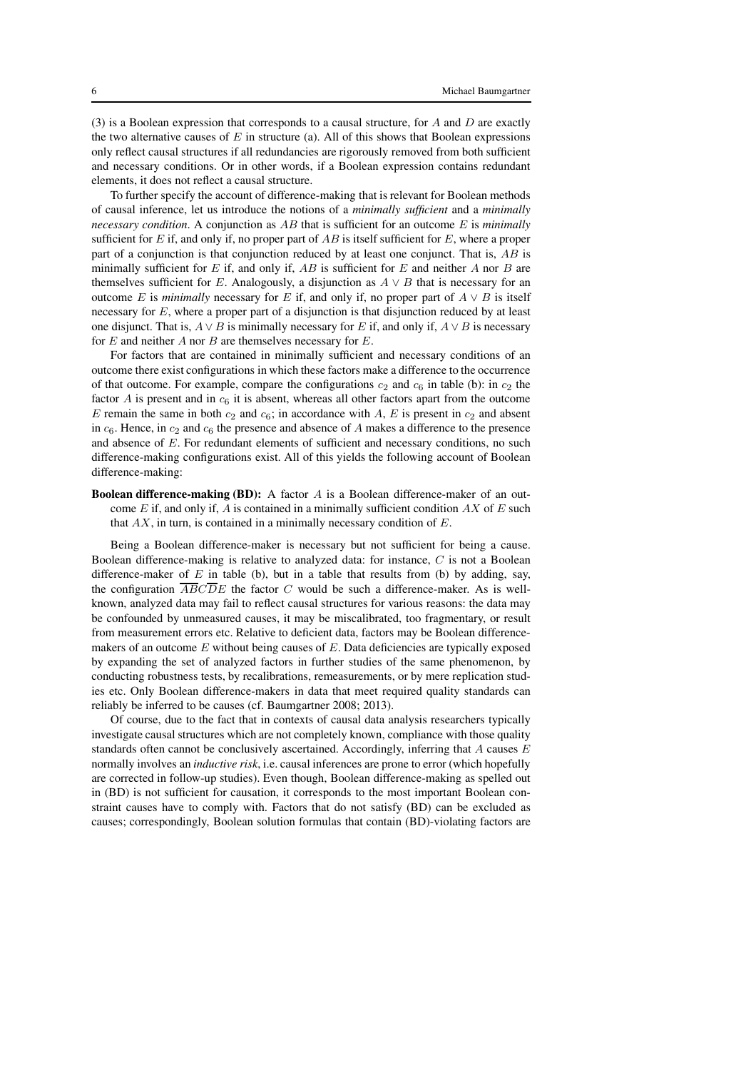(3) is a Boolean expression that corresponds to a causal structure, for $A$ and $D$ are exactly the two alternative causes of $E$ in structure (a). All of this shows that Boolean expressions only reflect causal structures if all redundancies are rigorously removed from both sufficient and necessary conditions. Or in other words, if a Boolean expression contains redundant elements, it does not reflect a causal structure.

To further specify the account of difference-making that is relevant for Boolean methods of causal inference, let us introduce the notions of a *minimally sufficient* and a *minimally necessary condition*. A conjunction as $AB$ that is sufficient for an outcome $E$ is *minimally* sufficient for $E$ if, and only if, no proper part of $AB$ is itself sufficient for $E$, where a proper part of a conjunction is that conjunction reduced by at least one conjunct. That is, $AB$ is minimally sufficient for $E$ if, and only if, $AB$ is sufficient for $E$ and neither $A$ nor $B$ are themselves sufficient for $E$. Analogously, a disjunction as $A \vee B$ that is necessary for an outcome $E$ is *minimally* necessary for $E$ if, and only if, no proper part of $A \vee B$ is itself necessary for $E$, where a proper part of a disjunction is that disjunction reduced by at least one disjunct. That is, $A \vee B$ is minimally necessary for $E$ if, and only if, $A \vee B$ is necessary for $E$ and neither $A$ nor $B$ are themselves necessary for $E$.

For factors that are contained in minimally sufficient and necessary conditions of an outcome there exist configurations in which these factors make a difference to the occurrence of that outcome. For example, compare the configurations $c_2$ and $c_6$ in table (b): in $c_2$ the factor $A$ is present and in $c_6$ it is absent, whereas all other factors apart from the outcome $E$ remain the same in both $c_2$ and $c_6$; in accordance with $A$, $E$ is present in $c_2$ and absent in $c_6$. Hence, in $c_2$ and $c_6$ the presence and absence of $A$ makes a difference to the presence and absence of $E$. For redundant elements of sufficient and necessary conditions, no such difference-making configurations exist. All of this yields the following account of Boolean difference-making:

**Boolean difference-making (BD):** A factor $A$ is a Boolean difference-maker of an outcome $E$ if, and only if, $A$ is contained in a minimally sufficient condition $AX$ of $E$ such that $AX$, in turn, is contained in a minimally necessary condition of $E$.

Being a Boolean difference-maker is necessary but not sufficient for being a cause. Boolean difference-making is relative to analyzed data: for instance, $C$ is not a Boolean difference-maker of $E$ in table (b), but in a table that results from (b) by adding, say, the configuration $\overline{A}\overline{B}C\overline{D}E$ the factor $C$ would be such a difference-maker. As is well-known, analyzed data may fail to reflect causal structures for various reasons: the data may be confounded by unmeasured causes, it may be miscalibrated, too fragmentary, or result from measurement errors etc. Relative to deficient data, factors may be Boolean difference-makers of an outcome $E$ without being causes of $E$. Data deficiencies are typically exposed by expanding the set of analyzed factors in further studies of the same phenomenon, by conducting robustness tests, by recalibrations, remeasurements, or by mere replication studies etc. Only Boolean difference-makers in data that meet required quality standards can reliably be inferred to be causes (cf. Baumgartner 2008; 2013).

Of course, due to the fact that in contexts of causal data analysis researchers typically investigate causal structures which are not completely known, compliance with those quality standards often cannot be conclusively ascertained. Accordingly, inferring that $A$ causes $E$ normally involves an *inductive risk*, i.e. causal inferences are prone to error (which hopefully are corrected in follow-up studies). Even though, Boolean difference-making as spelled out in (BD) is not sufficient for causation, it corresponds to the most important Boolean constraint causes have to comply with. Factors that do not satisfy (BD) can be excluded as causes; correspondingly, Boolean solution formulas that contain (BD)-violating factors are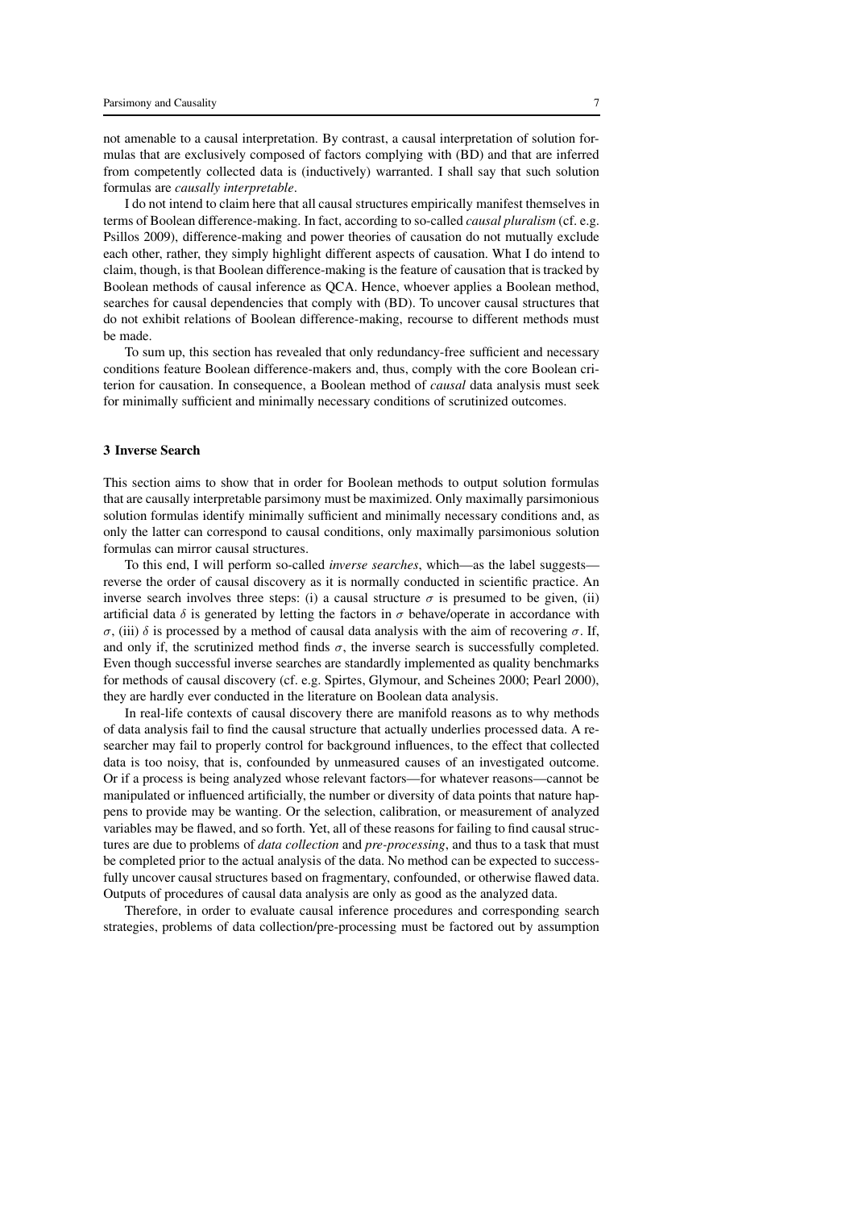not amenable to a causal interpretation. By contrast, a causal interpretation of solution formulas that are exclusively composed of factors complying with (BD) and that are inferred from competently collected data is (inductively) warranted. I shall say that such solution formulas are *causally interpretable*.

I do not intend to claim here that all causal structures empirically manifest themselves in terms of Boolean difference-making. In fact, according to so-called *causal pluralism* (cf. e.g. Psillos 2009), difference-making and power theories of causation do not mutually exclude each other, rather, they simply highlight different aspects of causation. What I do intend to claim, though, is that Boolean difference-making is the feature of causation that is tracked by Boolean methods of causal inference as QCA. Hence, whoever applies a Boolean method, searches for causal dependencies that comply with (BD). To uncover causal structures that do not exhibit relations of Boolean difference-making, recourse to different methods must be made.

To sum up, this section has revealed that only redundancy-free sufficient and necessary conditions feature Boolean difference-makers and, thus, comply with the core Boolean criterion for causation. In consequence, a Boolean method of *causal* data analysis must seek for minimally sufficient and minimally necessary conditions of scrutinized outcomes.

## 3 Inverse Search

This section aims to show that in order for Boolean methods to output solution formulas that are causally interpretable parsimony must be maximized. Only maximally parsimonious solution formulas identify minimally sufficient and minimally necessary conditions and, as only the latter can correspond to causal conditions, only maximally parsimonious solution formulas can mirror causal structures.

To this end, I will perform so-called *inverse searches*, which—as the label suggests—reverse the order of causal discovery as it is normally conducted in scientific practice. An inverse search involves three steps: (i) a causal structure $\sigma$ is presumed to be given, (ii) artificial data $\delta$ is generated by letting the factors in $\sigma$ behave/operate in accordance with $\sigma$, (iii) $\delta$ is processed by a method of causal data analysis with the aim of recovering $\sigma$. If, and only if, the scrutinized method finds $\sigma$, the inverse search is successfully completed. Even though successful inverse searches are standardly implemented as quality benchmarks for methods of causal discovery (cf. e.g. Spirtes, Glymour, and Scheines 2000; Pearl 2000), they are hardly ever conducted in the literature on Boolean data analysis.

In real-life contexts of causal discovery there are manifold reasons as to why methods of data analysis fail to find the causal structure that actually underlies processed data. A researcher may fail to properly control for background influences, to the effect that collected data is too noisy, that is, confounded by unmeasured causes of an investigated outcome. Or if a process is being analyzed whose relevant factors—for whatever reasons—cannot be manipulated or influenced artificially, the number or diversity of data points that nature happens to provide may be wanting. Or the selection, calibration, or measurement of analyzed variables may be flawed, and so forth. Yet, all of these reasons for failing to find causal structures are due to problems of *data collection* and *pre-processing*, and thus to a task that must be completed prior to the actual analysis of the data. No method can be expected to successfully uncover causal structures based on fragmentary, confounded, or otherwise flawed data. Outputs of procedures of causal data analysis are only as good as the analyzed data.

Therefore, in order to evaluate causal inference procedures and corresponding search strategies, problems of data collection/pre-processing must be factored out by assumption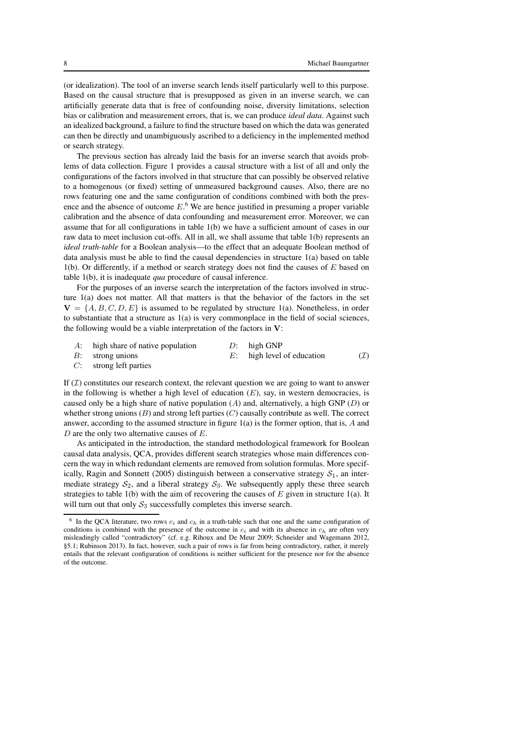(or idealization). The tool of an inverse search lends itself particularly well to this purpose. Based on the causal structure that is presupposed as given in an inverse search, we can artificially generate data that is free of confounding noise, diversity limitations, selection bias or calibration and measurement errors, that is, we can produce *ideal data*. Against such an idealized background, a failure to find the structure based on which the data was generated can then be directly and unambiguously ascribed to a deficiency in the implemented method or search strategy.

The previous section has already laid the basis for an inverse search that avoids problems of data collection. Figure 1 provides a causal structure with a list of all and only the configurations of the factors involved in that structure that can possibly be observed relative to a homogenous (or fixed) setting of unmeasured background causes. Also, there are no rows featuring one and the same configuration of conditions combined with both the presence and the absence of outcome $E$.[6] We are hence justified in presuming a proper variable calibration and the absence of data confounding and measurement error. Moreover, we can assume that for all configurations in table 1(b) we have a sufficient amount of cases in our raw data to meet inclusion cut-offs. All in all, we shall assume that table 1(b) represents an *ideal truth-table* for a Boolean analysis—to the effect that an adequate Boolean method of data analysis must be able to find the causal dependencies in structure 1(a) based on table 1(b). Or differently, if a method or search strategy does not find the causes of $E$ based on table 1(b), it is inadequate *qua* procedure of causal inference.

For the purposes of an inverse search the interpretation of the factors involved in structure 1(a) does not matter. All that matters is that the behavior of the factors in the set $\mathbf{V} = \{A, B, C, D, E\}$ is assumed to be regulated by structure 1(a). Nonetheless, in order to substantiate that a structure as 1(a) is very commonplace in the field of social sciences, the following would be a viable interpretation of the factors in $\mathbf{V}$:

$A$: high share of native population
$B$: strong unions
$C$: strong left parties
$D$: high GNP
$E$: high level of education  $(\mathcal{I})$

If $(\mathcal{I})$ constitutes our research context, the relevant question we are going to want to answer in the following is whether a high level of education ($E$), say, in western democracies, is caused only be a high share of native population ($A$) and, alternatively, a high GNP ($D$) or whether strong unions ($B$) and strong left parties ($C$) causally contribute as well. The correct answer, according to the assumed structure in figure 1(a) is the former option, that is, $A$ and $D$ are the only two alternative causes of $E$.

As anticipated in the introduction, the standard methodological framework for Boolean causal data analysis, QCA, provides different search strategies whose main differences concern the way in which redundant elements are removed from solution formulas. More specifically, Ragin and Sonnett (2005) distinguish between a conservative strategy $\mathcal{S}_1$, an intermediate strategy $\mathcal{S}_2$, and a liberal strategy $\mathcal{S}_3$. We subsequently apply these three search strategies to table 1(b) with the aim of recovering the causes of $E$ given in structure 1(a). It will turn out that only $\mathcal{S}_3$ successfully completes this inverse search.

[6] In the QCA literature, two rows $c_i$ and $c_h$ in a truth-table such that one and the same configuration of conditions is combined with the presence of the outcome in $c_i$ and with its absence in $c_h$ are often very misleadingly called "contradictory" (cf. e.g. Rihoux and De Meur 2009; Schneider and Wagemann 2012, §5.1; Rubinson 2013). In fact, however, such a pair of rows is far from being contradictory, rather, it merely entails that the relevant configuration of conditions is neither sufficient for the presence nor for the absence of the outcome.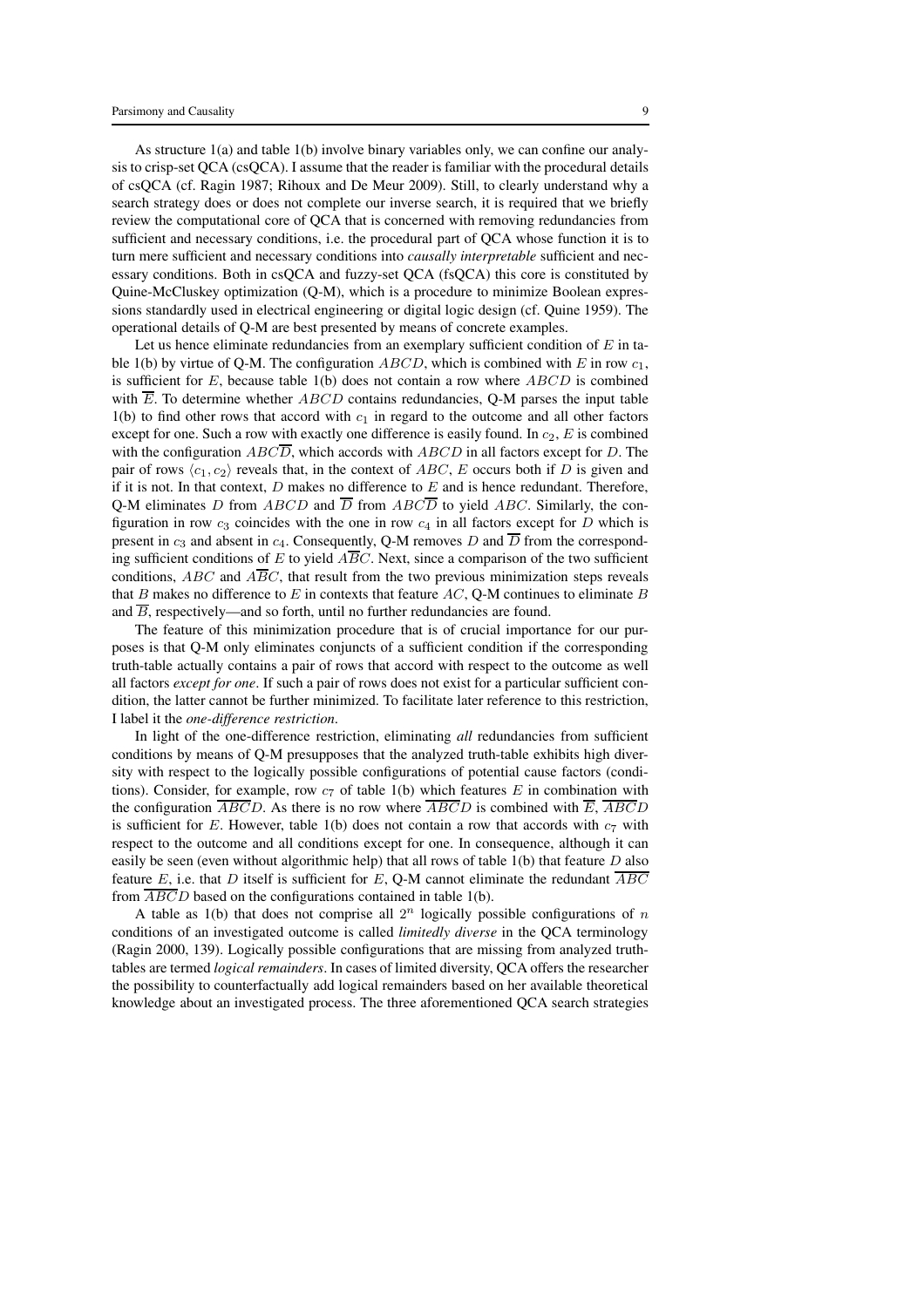As structure 1(a) and table 1(b) involve binary variables only, we can confine our analysis to crisp-set QCA (csQCA). I assume that the reader is familiar with the procedural details of csQCA (cf. Ragin 1987; Rihoux and De Meur 2009). Still, to clearly understand why a search strategy does or does not complete our inverse search, it is required that we briefly review the computational core of QCA that is concerned with removing redundancies from sufficient and necessary conditions, i.e. the procedural part of QCA whose function it is to turn mere sufficient and necessary conditions into *causally interpretable* sufficient and necessary conditions. Both in csQCA and fuzzy-set QCA (fsQCA) this core is constituted by Quine-McCluskey optimization (Q-M), which is a procedure to minimize Boolean expressions standardly used in electrical engineering or digital logic design (cf. Quine 1959). The operational details of Q-M are best presented by means of concrete examples.

Let us hence eliminate redundancies from an exemplary sufficient condition of $E$ in table 1(b) by virtue of Q-M. The configuration $ABCD$, which is combined with $E$ in row $c_1$, is sufficient for $E$, because table 1(b) does not contain a row where $ABCD$ is combined with $\overline{E}$. To determine whether $ABCD$ contains redundancies, Q-M parses the input table 1(b) to find other rows that accord with $c_1$ in regard to the outcome and all other factors except for one. Such a row with exactly one difference is easily found. In $c_2$, $E$ is combined with the configuration $ABC\overline{D}$, which accords with $ABCD$ in all factors except for $D$. The pair of rows $\langle c_1, c_2 \rangle$ reveals that, in the context of $ABC$, $E$ occurs both if $D$ is given and if it is not. In that context, $D$ makes no difference to $E$ and is hence redundant. Therefore, Q-M eliminates $D$ from $ABCD$ and $\overline{D}$ from $ABC\overline{D}$ to yield $ABC$. Similarly, the configuration in row $c_3$ coincides with the one in row $c_4$ in all factors except for $D$ which is present in $c_3$ and absent in $c_4$. Consequently, Q-M removes $D$ and $\overline{D}$ from the corresponding sufficient conditions of $E$ to yield $A\overline{B}C$. Next, since a comparison of the two sufficient conditions, $ABC$ and $A\overline{B}C$, that result from the two previous minimization steps reveals that $B$ makes no difference to $E$ in contexts that feature $AC$, Q-M continues to eliminate $B$ and $\overline{B}$, respectively—and so forth, until no further redundancies are found.

The feature of this minimization procedure that is of crucial importance for our purposes is that Q-M only eliminates conjuncts of a sufficient condition if the corresponding truth-table actually contains a pair of rows that accord with respect to the outcome as well all factors *except for one*. If such a pair of rows does not exist for a particular sufficient condition, the latter cannot be further minimized. To facilitate later reference to this restriction, I label it the *one-difference restriction*.

In light of the one-difference restriction, eliminating *all* redundancies from sufficient conditions by means of Q-M presupposes that the analyzed truth-table exhibits high diversity with respect to the logically possible configurations of potential cause factors (conditions). Consider, for example, row $c_7$ of table 1(b) which features $E$ in combination with the configuration $\overline{ABC}D$. As there is no row where $\overline{ABC}D$ is combined with $\overline{E}$, $\overline{ABC}D$ is sufficient for $E$. However, table 1(b) does not contain a row that accords with $c_7$ with respect to the outcome and all conditions except for one. In consequence, although it can easily be seen (even without algorithmic help) that all rows of table 1(b) that feature $D$ also feature $E$, i.e. that $D$ itself is sufficient for $E$, Q-M cannot eliminate the redundant $\overline{ABC}$ from $\overline{ABC}D$ based on the configurations contained in table 1(b).

A table as 1(b) that does not comprise all $2^n$ logically possible configurations of $n$ conditions of an investigated outcome is called *limitedly diverse* in the QCA terminology (Ragin 2000, 139). Logically possible configurations that are missing from analyzed truth-tables are termed *logical remainders*. In cases of limited diversity, QCA offers the researcher the possibility to counterfactually add logical remainders based on her available theoretical knowledge about an investigated process. The three aforementioned QCA search strategies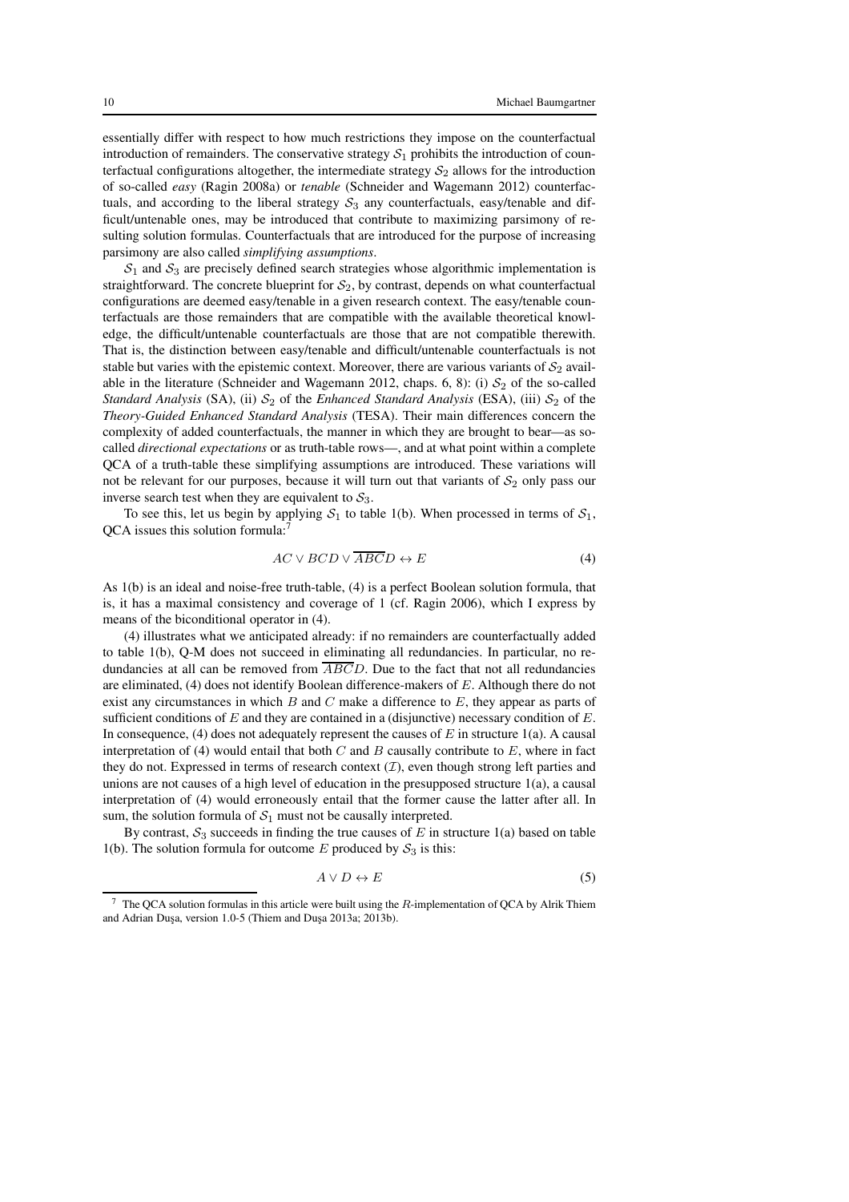essentially differ with respect to how much restrictions they impose on the counterfactual introduction of remainders. The conservative strategy $\mathcal{S}_1$ prohibits the introduction of counterfactual configurations altogether, the intermediate strategy $\mathcal{S}_2$ allows for the introduction of so-called *easy* (Ragin 2008a) or *tenable* (Schneider and Wagemann 2012) counterfactuals, and according to the liberal strategy $\mathcal{S}_3$ any counterfactuals, easy/tenable and difficult/untenable ones, may be introduced that contribute to maximizing parsimony of resulting solution formulas. Counterfactuals that are introduced for the purpose of increasing parsimony are also called *simplifying assumptions*.

$\mathcal{S}_1$ and $\mathcal{S}_3$ are precisely defined search strategies whose algorithmic implementation is straightforward. The concrete blueprint for $\mathcal{S}_2$, by contrast, depends on what counterfactual configurations are deemed easy/tenable in a given research context. The easy/tenable counterfactuals are those remainders that are compatible with the available theoretical knowledge, the difficult/untenable counterfactuals are those that are not compatible therewith. That is, the distinction between easy/tenable and difficult/untenable counterfactuals is not stable but varies with the epistemic context. Moreover, there are various variants of $\mathcal{S}_2$ available in the literature (Schneider and Wagemann 2012, chaps. 6, 8): (i) $\mathcal{S}_2$ of the so-called *Standard Analysis* (SA), (ii) $\mathcal{S}_2$ of the *Enhanced Standard Analysis* (ESA), (iii) $\mathcal{S}_2$ of the *Theory-Guided Enhanced Standard Analysis* (TESA). Their main differences concern the complexity of added counterfactuals, the manner in which they are brought to bear—as so-called *directional expectations* or as truth-table rows—, and at what point within a complete QCA of a truth-table these simplifying assumptions are introduced. These variations will not be relevant for our purposes, because it will turn out that variants of $\mathcal{S}_2$ only pass our inverse search test when they are equivalent to $\mathcal{S}_3$.

To see this, let us begin by applying $\mathcal{S}_1$ to table 1(b). When processed in terms of $\mathcal{S}_1$, QCA issues this solution formula:[7]

$$AC \vee BCD \vee \overline{ABC}D \leftrightarrow E \tag{4}$$

As 1(b) is an ideal and noise-free truth-table, (4) is a perfect Boolean solution formula, that is, it has a maximal consistency and coverage of 1 (cf. Ragin 2006), which I express by means of the biconditional operator in (4).

(4) illustrates what we anticipated already: if no remainders are counterfactually added to table 1(b), Q-M does not succeed in eliminating all redundancies. In particular, no redundancies at all can be removed from $\overline{ABC}D$. Due to the fact that not all redundancies are eliminated, (4) does not identify Boolean difference-makers of $E$. Although there do not exist any circumstances in which $B$ and $C$ make a difference to $E$, they appear as parts of sufficient conditions of $E$ and they are contained in a (disjunctive) necessary condition of $E$. In consequence, (4) does not adequately represent the causes of $E$ in structure 1(a). A causal interpretation of (4) would entail that both $C$ and $B$ causally contribute to $E$, where in fact they do not. Expressed in terms of research context ($\mathcal{I}$), even though strong left parties and unions are not causes of a high level of education in the presupposed structure 1(a), a causal interpretation of (4) would erroneously entail that the former cause the latter after all. In sum, the solution formula of $\mathcal{S}_1$ must not be causally interpreted.

By contrast, $\mathcal{S}_3$ succeeds in finding the true causes of $E$ in structure 1(a) based on table 1(b). The solution formula for outcome $E$ produced by $\mathcal{S}_3$ is this:

$$A \vee D \leftrightarrow E \tag{5}$$

[7] The QCA solution formulas in this article were built using the $R$-implementation of QCA by Alrik Thiem and Adrian Duşa, version 1.0-5 (Thiem and Duşa 2013a; 2013b).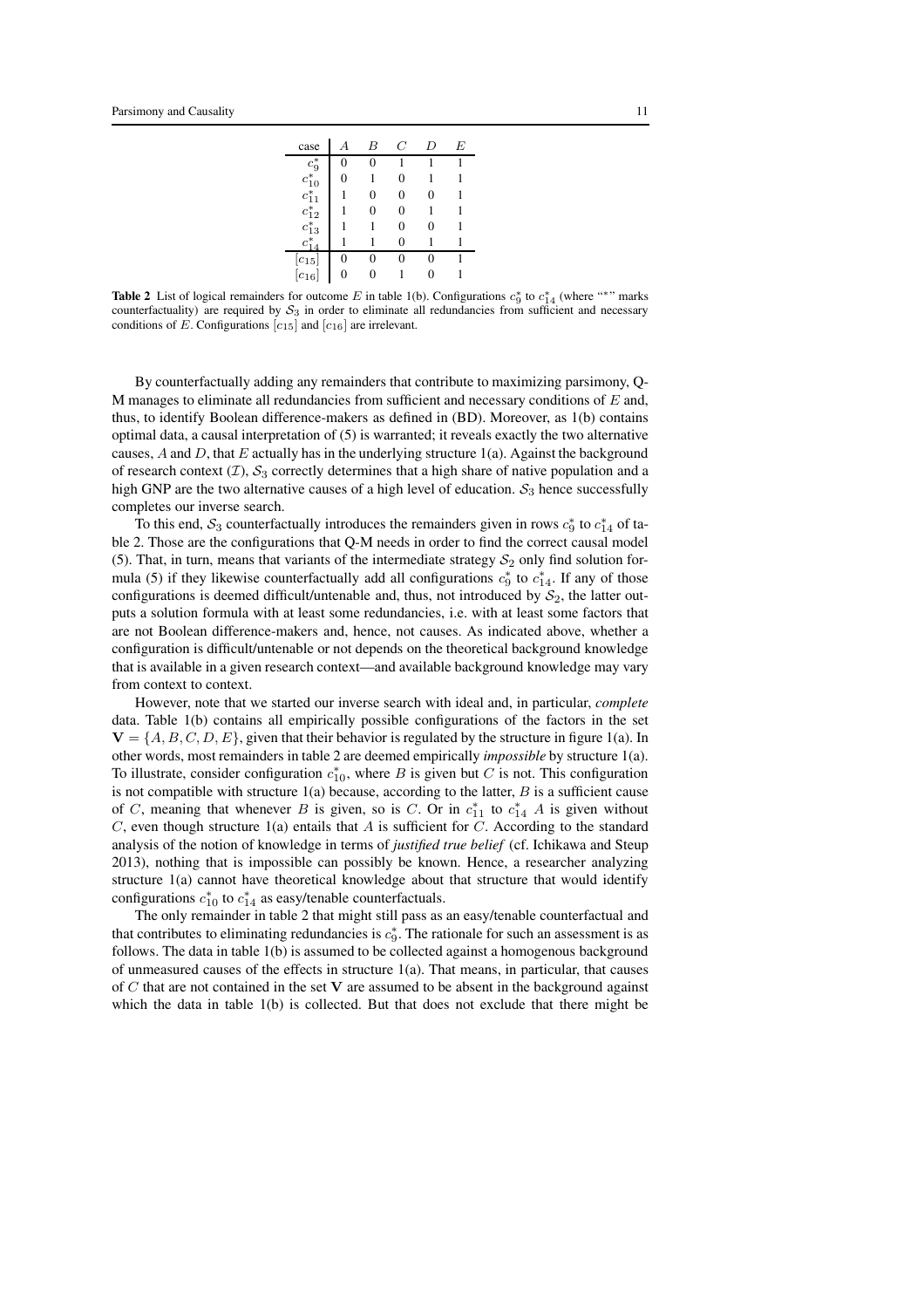| case | $A$ | $B$ | $C$ | $D$ | $E$ |
|---|---|---|---|---|---|
| $c_9^*$ | 0 | 0 | 1 | 1 | 1 |
| $c_{10}^*$ | 0 | 1 | 0 | 1 | 1 |
| $c_{11}^*$ | 1 | 0 | 0 | 0 | 1 |
| $c_{12}^*$ | 1 | 0 | 0 | 1 | 1 |
| $c_{13}^*$ | 1 | 1 | 0 | 0 | 1 |
| $c_{14}^*$ | 1 | 1 | 0 | 1 | 1 |
| $[c_{15}]$ | 0 | 0 | 0 | 0 | 1 |
| $[c_{16}]$ | 0 | 0 | 1 | 0 | 1 |

**Table 2** List of logical remainders for outcome $E$ in table 1(b). Configurations $c_9^*$ to $c_{14}^*$ (where "*" marks counterfactuality) are required by $\mathcal{S}_3$ in order to eliminate all redundancies from sufficient and necessary conditions of $E$. Configurations $[c_{15}]$ and $[c_{16}]$ are irrelevant.

By counterfactually adding any remainders that contribute to maximizing parsimony, Q-M manages to eliminate all redundancies from sufficient and necessary conditions of $E$ and, thus, to identify Boolean difference-makers as defined in (BD). Moreover, as 1(b) contains optimal data, a causal interpretation of (5) is warranted; it reveals exactly the two alternative causes, $A$ and $D$, that $E$ actually has in the underlying structure 1(a). Against the background of research context ($\mathcal{I}$), $\mathcal{S}_3$ correctly determines that a high share of native population and a high GNP are the two alternative causes of a high level of education. $\mathcal{S}_3$ hence successfully completes our inverse search.

To this end, $\mathcal{S}_3$ counterfactually introduces the remainders given in rows $c_9^*$ to $c_{14}^*$ of table 2. Those are the configurations that Q-M needs in order to find the correct causal model (5). That, in turn, means that variants of the intermediate strategy $\mathcal{S}_2$ only find solution formula (5) if they likewise counterfactually add all configurations $c_9^*$ to $c_{14}^*$. If any of those configurations is deemed difficult/untenable and, thus, not introduced by $\mathcal{S}_2$, the latter outputs a solution formula with at least some redundancies, i.e. with at least some factors that are not Boolean difference-makers and, hence, not causes. As indicated above, whether a configuration is difficult/untenable or not depends on the theoretical background knowledge that is available in a given research context—and available background knowledge may vary from context to context.

However, note that we started our inverse search with ideal and, in particular, *complete* data. Table 1(b) contains all empirically possible configurations of the factors in the set $\mathbf{V} = \{A, B, C, D, E\}$, given that their behavior is regulated by the structure in figure 1(a). In other words, most remainders in table 2 are deemed empirically *impossible* by structure 1(a). To illustrate, consider configuration $c_{10}^*$, where $B$ is given but $C$ is not. This configuration is not compatible with structure 1(a) because, according to the latter, $B$ is a sufficient cause of $C$, meaning that whenever $B$ is given, so is $C$. Or in $c_{11}^*$ to $c_{14}^*$ $A$ is given without $C$, even though structure 1(a) entails that $A$ is sufficient for $C$. According to the standard analysis of the notion of knowledge in terms of *justified true belief* (cf. Ichikawa and Steup 2013), nothing that is impossible can possibly be known. Hence, a researcher analyzing structure 1(a) cannot have theoretical knowledge about that structure that would identify configurations $c_{10}^*$ to $c_{14}^*$ as easy/tenable counterfactuals.

The only remainder in table 2 that might still pass as an easy/tenable counterfactual and that contributes to eliminating redundancies is $c_9^*$. The rationale for such an assessment is as follows. The data in table 1(b) is assumed to be collected against a homogenous background of unmeasured causes of the effects in structure 1(a). That means, in particular, that causes of $C$ that are not contained in the set $\mathbf{V}$ are assumed to be absent in the background against which the data in table 1(b) is collected. But that does not exclude that there might be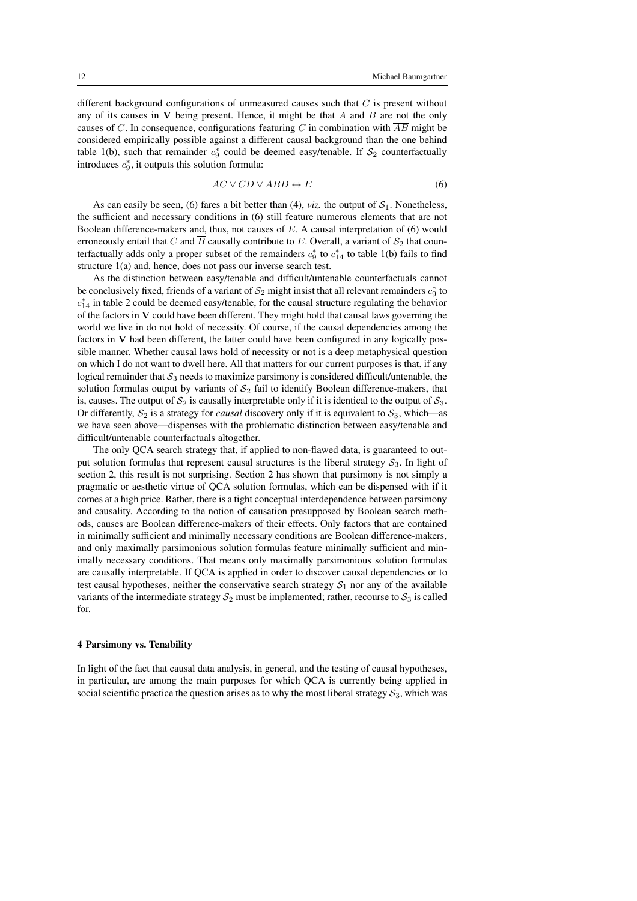different background configurations of unmeasured causes such that $C$ is present without any of its causes in $\mathbf{V}$ being present. Hence, it might be that $A$ and $B$ are not the only causes of $C$. In consequence, configurations featuring $C$ in combination with $\overline{AB}$ might be considered empirically possible against a different causal background than the one behind table 1(b), such that remainder $c_9^*$ could be deemed easy/tenable. If $\mathcal{S}_2$ counterfactually introduces $c_9^*$, it outputs this solution formula:

$$AC \vee CD \vee \overline{AB}D \leftrightarrow E \tag{6}$$

As can easily be seen, (6) fares a bit better than (4), *viz.* the output of $\mathcal{S}_1$. Nonetheless, the sufficient and necessary conditions in (6) still feature numerous elements that are not Boolean difference-makers and, thus, not causes of $E$. A causal interpretation of (6) would erroneously entail that $C$ and $\overline{B}$ causally contribute to $E$. Overall, a variant of $\mathcal{S}_2$ that counterfactually adds only a proper subset of the remainders $c_9^*$ to $c_{14}^*$ to table 1(b) fails to find structure 1(a) and, hence, does not pass our inverse search test.

As the distinction between easy/tenable and difficult/untenable counterfactuals cannot be conclusively fixed, friends of a variant of $\mathcal{S}_2$ might insist that all relevant remainders $c_9^*$ to $c_{14}^*$ in table 2 could be deemed easy/tenable, for the causal structure regulating the behavior of the factors in $\mathbf{V}$ could have been different. They might hold that causal laws governing the world we live in do not hold of necessity. Of course, if the causal dependencies among the factors in $\mathbf{V}$ had been different, the latter could have been configured in any logically possible manner. Whether causal laws hold of necessity or not is a deep metaphysical question on which I do not want to dwell here. All that matters for our current purposes is that, if any logical remainder that $\mathcal{S}_3$ needs to maximize parsimony is considered difficult/untenable, the solution formulas output by variants of $\mathcal{S}_2$ fail to identify Boolean difference-makers, that is, causes. The output of $\mathcal{S}_2$ is causally interpretable only if it is identical to the output of $\mathcal{S}_3$. Or differently, $\mathcal{S}_2$ is a strategy for *causal* discovery only if it is equivalent to $\mathcal{S}_3$, which—as we have seen above—dispenses with the problematic distinction between easy/tenable and difficult/untenable counterfactuals altogether.

The only QCA search strategy that, if applied to non-flawed data, is guaranteed to output solution formulas that represent causal structures is the liberal strategy $\mathcal{S}_3$. In light of section 2, this result is not surprising. Section 2 has shown that parsimony is not simply a pragmatic or aesthetic virtue of QCA solution formulas, which can be dispensed with if it comes at a high price. Rather, there is a tight conceptual interdependence between parsimony and causality. According to the notion of causation presupposed by Boolean search methods, causes are Boolean difference-makers of their effects. Only factors that are contained in minimally sufficient and minimally necessary conditions are Boolean difference-makers, and only maximally parsimonious solution formulas feature minimally sufficient and minimally necessary conditions. That means only maximally parsimonious solution formulas are causally interpretable. If QCA is applied in order to discover causal dependencies or to test causal hypotheses, neither the conservative search strategy $\mathcal{S}_1$ nor any of the available variants of the intermediate strategy $\mathcal{S}_2$ must be implemented; rather, recourse to $\mathcal{S}_3$ is called for.

## 4 Parsimony vs. Tenability

In light of the fact that causal data analysis, in general, and the testing of causal hypotheses, in particular, are among the main purposes for which QCA is currently being applied in social scientific practice the question arises as to why the most liberal strategy $\mathcal{S}_3$, which was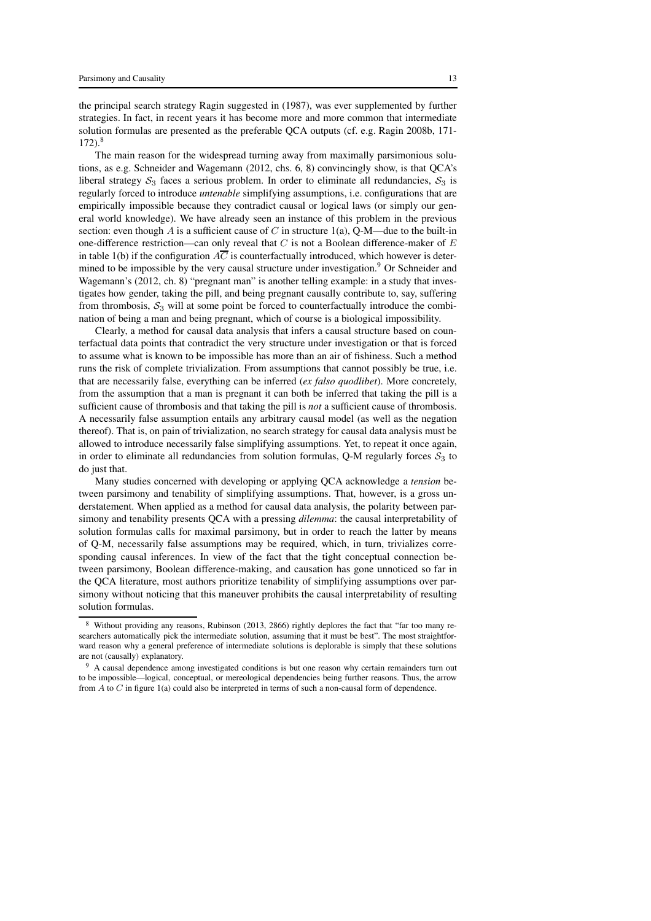the principal search strategy Ragin suggested in (1987), was ever supplemented by further strategies. In fact, in recent years it has become more and more common that intermediate solution formulas are presented as the preferable QCA outputs (cf. e.g. Ragin 2008b, 171-172).[8]

The main reason for the widespread turning away from maximally parsimonious solutions, as e.g. Schneider and Wagemann (2012, chs. 6, 8) convincingly show, is that QCA's liberal strategy $\mathcal{S}_3$ faces a serious problem. In order to eliminate all redundancies, $\mathcal{S}_3$ is regularly forced to introduce *untenable* simplifying assumptions, i.e. configurations that are empirically impossible because they contradict causal or logical laws (or simply our general world knowledge). We have already seen an instance of this problem in the previous section: even though $A$ is a sufficient cause of $C$ in structure 1(a), Q-M—due to the built-in one-difference restriction—can only reveal that $C$ is not a Boolean difference-maker of $E$ in table 1(b) if the configuration $A\overline{C}$ is counterfactually introduced, which however is determined to be impossible by the very causal structure under investigation.[9] Or Schneider and Wagemann's (2012, ch. 8) "pregnant man" is another telling example: in a study that investigates how gender, taking the pill, and being pregnant causally contribute to, say, suffering from thrombosis, $\mathcal{S}_3$ will at some point be forced to counterfactually introduce the combination of being a man and being pregnant, which of course is a biological impossibility.

Clearly, a method for causal data analysis that infers a causal structure based on counterfactual data points that contradict the very structure under investigation or that is forced to assume what is known to be impossible has more than an air of fishiness. Such a method runs the risk of complete trivialization. From assumptions that cannot possibly be true, i.e. that are necessarily false, everything can be inferred (*ex falso quodlibet*). More concretely, from the assumption that a man is pregnant it can both be inferred that taking the pill is a sufficient cause of thrombosis and that taking the pill is *not* a sufficient cause of thrombosis. A necessarily false assumption entails any arbitrary causal model (as well as the negation thereof). That is, on pain of trivialization, no search strategy for causal data analysis must be allowed to introduce necessarily false simplifying assumptions. Yet, to repeat it once again, in order to eliminate all redundancies from solution formulas, Q-M regularly forces $\mathcal{S}_3$ to do just that.

Many studies concerned with developing or applying QCA acknowledge a *tension* between parsimony and tenability of simplifying assumptions. That, however, is a gross understatement. When applied as a method for causal data analysis, the polarity between parsimony and tenability presents QCA with a pressing *dilemma*: the causal interpretability of solution formulas calls for maximal parsimony, but in order to reach the latter by means of Q-M, necessarily false assumptions may be required, which, in turn, trivializes corresponding causal inferences. In view of the fact that the tight conceptual connection between parsimony, Boolean difference-making, and causation has gone unnoticed so far in the QCA literature, most authors prioritize tenability of simplifying assumptions over parsimony without noticing that this maneuver prohibits the causal interpretability of resulting solution formulas.

---

[8] Without providing any reasons, Rubinson (2013, 2866) rightly deplores the fact that "far too many researchers automatically pick the intermediate solution, assuming that it must be best". The most straightforward reason why a general preference of intermediate solutions is deplorable is simply that these solutions are not (causally) explanatory.

[9] A causal dependence among investigated conditions is but one reason why certain remainders turn out to be impossible—logical, conceptual, or mereological dependencies being further reasons. Thus, the arrow from $A$ to $C$ in figure 1(a) could also be interpreted in terms of such a non-causal form of dependence.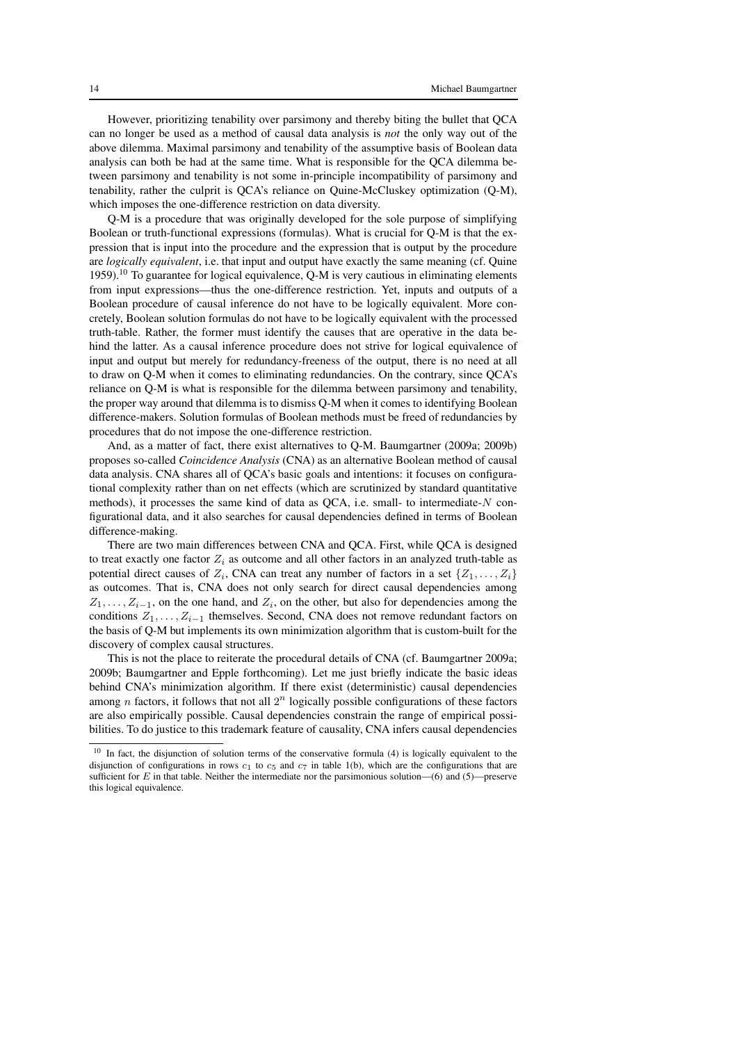However, prioritizing tenability over parsimony and thereby biting the bullet that QCA can no longer be used as a method of causal data analysis is *not* the only way out of the above dilemma. Maximal parsimony and tenability of the assumptive basis of Boolean data analysis can both be had at the same time. What is responsible for the QCA dilemma between parsimony and tenability is not some in-principle incompatibility of parsimony and tenability, rather the culprit is QCA's reliance on Quine-McCluskey optimization (Q-M), which imposes the one-difference restriction on data diversity.

Q-M is a procedure that was originally developed for the sole purpose of simplifying Boolean or truth-functional expressions (formulas). What is crucial for Q-M is that the expression that is input into the procedure and the expression that is output by the procedure are *logically equivalent*, i.e. that input and output have exactly the same meaning (cf. Quine 1959).[10] To guarantee for logical equivalence, Q-M is very cautious in eliminating elements from input expressions—thus the one-difference restriction. Yet, inputs and outputs of a Boolean procedure of causal inference do not have to be logically equivalent. More concretely, Boolean solution formulas do not have to be logically equivalent with the processed truth-table. Rather, the former must identify the causes that are operative in the data behind the latter. As a causal inference procedure does not strive for logical equivalence of input and output but merely for redundancy-freeness of the output, there is no need at all to draw on Q-M when it comes to eliminating redundancies. On the contrary, since QCA's reliance on Q-M is what is responsible for the dilemma between parsimony and tenability, the proper way around that dilemma is to dismiss Q-M when it comes to identifying Boolean difference-makers. Solution formulas of Boolean methods must be freed of redundancies by procedures that do not impose the one-difference restriction.

And, as a matter of fact, there exist alternatives to Q-M. Baumgartner (2009a; 2009b) proposes so-called *Coincidence Analysis* (CNA) as an alternative Boolean method of causal data analysis. CNA shares all of QCA's basic goals and intentions: it focuses on configurational complexity rather than on net effects (which are scrutinized by standard quantitative methods), it processes the same kind of data as QCA, i.e. small- to intermediate-$N$ configurational data, and it also searches for causal dependencies defined in terms of Boolean difference-making.

There are two main differences between CNA and QCA. First, while QCA is designed to treat exactly one factor $Z_i$ as outcome and all other factors in an analyzed truth-table as potential direct causes of $Z_i$, CNA can treat any number of factors in a set $\{Z_1, \ldots, Z_i\}$ as outcomes. That is, CNA does not only search for direct causal dependencies among $Z_1, \ldots, Z_{i-1}$, on the one hand, and $Z_i$, on the other, but also for dependencies among the conditions $Z_1, \ldots, Z_{i-1}$ themselves. Second, CNA does not remove redundant factors on the basis of Q-M but implements its own minimization algorithm that is custom-built for the discovery of complex causal structures.

This is not the place to reiterate the procedural details of CNA (cf. Baumgartner 2009a; 2009b; Baumgartner and Epple forthcoming). Let me just briefly indicate the basic ideas behind CNA's minimization algorithm. If there exist (deterministic) causal dependencies among $n$ factors, it follows that not all $2^n$ logically possible configurations of these factors are also empirically possible. Causal dependencies constrain the range of empirical possibilities. To do justice to this trademark feature of causality, CNA infers causal dependencies

[10] In fact, the disjunction of solution terms of the conservative formula (4) is logically equivalent to the disjunction of configurations in rows $c_1$ to $c_5$ and $c_7$ in table 1(b), which are the configurations that are sufficient for $E$ in that table. Neither the intermediate nor the parsimonious solution—(6) and (5)—preserve this logical equivalence.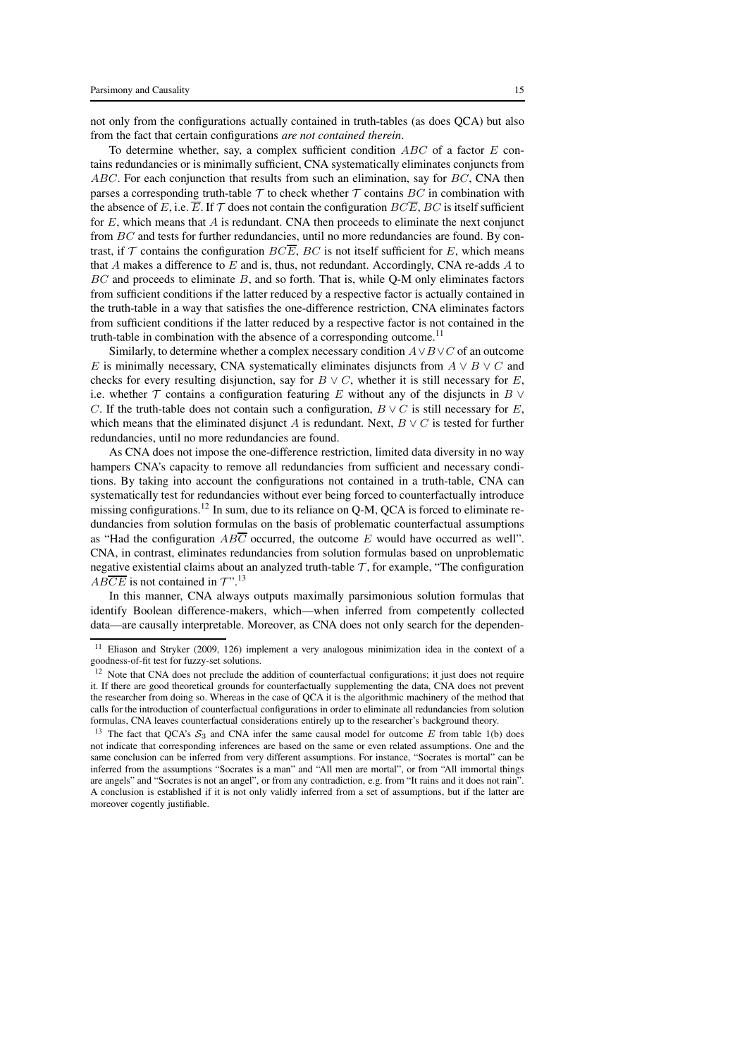not only from the configurations actually contained in truth-tables (as does QCA) but also from the fact that certain configurations *are not contained therein*.

To determine whether, say, a complex sufficient condition $ABC$ of a factor $E$ contains redundancies or is minimally sufficient, CNA systematically eliminates conjuncts from $ABC$. For each conjunction that results from such an elimination, say for $BC$, CNA then parses a corresponding truth-table $\mathcal{T}$ to check whether $\mathcal{T}$ contains $BC$ in combination with the absence of $E$, i.e. $\overline{E}$. If $\mathcal{T}$ does not contain the configuration $BC\overline{E}$, $BC$ is itself sufficient for $E$, which means that $A$ is redundant. CNA then proceeds to eliminate the next conjunct from $BC$ and tests for further redundancies, until no more redundancies are found. By contrast, if $\mathcal{T}$ contains the configuration $BC\overline{E}$, $BC$ is not itself sufficient for $E$, which means that $A$ makes a difference to $E$ and is, thus, not redundant. Accordingly, CNA re-adds $A$ to $BC$ and proceeds to eliminate $B$, and so forth. That is, while Q-M only eliminates factors from sufficient conditions if the latter reduced by a respective factor is actually contained in the truth-table in a way that satisfies the one-difference restriction, CNA eliminates factors from sufficient conditions if the latter reduced by a respective factor is not contained in the truth-table in combination with the absence of a corresponding outcome.[11]

Similarly, to determine whether a complex necessary condition $A \vee B \vee C$ of an outcome $E$ is minimally necessary, CNA systematically eliminates disjuncts from $A \vee B \vee C$ and checks for every resulting disjunction, say for $B \vee C$, whether it is still necessary for $E$, i.e. whether $\mathcal{T}$ contains a configuration featuring $E$ without any of the disjuncts in $B \vee C$. If the truth-table does not contain such a configuration, $B \vee C$ is still necessary for $E$, which means that the eliminated disjunct $A$ is redundant. Next, $B \vee C$ is tested for further redundancies, until no more redundancies are found.

As CNA does not impose the one-difference restriction, limited data diversity in no way hampers CNA's capacity to remove all redundancies from sufficient and necessary conditions. By taking into account the configurations not contained in a truth-table, CNA can systematically test for redundancies without ever being forced to counterfactually introduce missing configurations.[12] In sum, due to its reliance on Q-M, QCA is forced to eliminate redundancies from solution formulas on the basis of problematic counterfactual assumptions as "Had the configuration $AB\overline{C}$ occurred, the outcome $E$ would have occurred as well". CNA, in contrast, eliminates redundancies from solution formulas based on unproblematic negative existential claims about an analyzed truth-table $\mathcal{T}$, for example, "The configuration $A\overline{B}\overline{C}\overline{E}$ is not contained in $\mathcal{T}$".[13]

In this manner, CNA always outputs maximally parsimonious solution formulas that identify Boolean difference-makers, which—when inferred from competently collected data—are causally interpretable. Moreover, as CNA does not only search for the dependen-

[11] Eliason and Stryker (2009, 126) implement a very analogous minimization idea in the context of a goodness-of-fit test for fuzzy-set solutions.

[12] Note that CNA does not preclude the addition of counterfactual configurations; it just does not require it. If there are good theoretical grounds for counterfactually supplementing the data, CNA does not prevent the researcher from doing so. Whereas in the case of QCA it is the algorithmic machinery of the method that calls for the introduction of counterfactual configurations in order to eliminate all redundancies from solution formulas, CNA leaves counterfactual considerations entirely up to the researcher's background theory.

[13] The fact that QCA's $\mathcal{S}_3$ and CNA infer the same causal model for outcome $E$ from table 1(b) does not indicate that corresponding inferences are based on the same or even related assumptions. One and the same conclusion can be inferred from very different assumptions. For instance, "Socrates is mortal" can be inferred from the assumptions "Socrates is a man" and "All men are mortal", or from "All immortal things are angels" and "Socrates is not an angel", or from any contradiction, e.g. from "It rains and it does not rain". A conclusion is established if it is not only validly inferred from a set of assumptions, but if the latter are moreover cogently justifiable.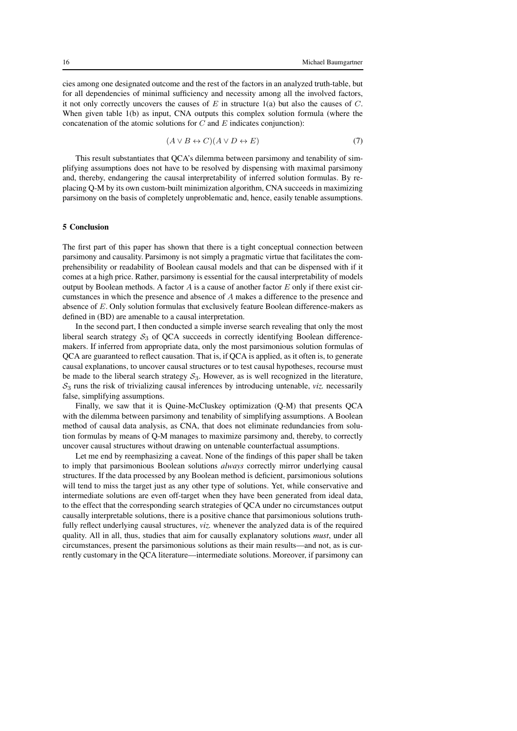cies among one designated outcome and the rest of the factors in an analyzed truth-table, but for all dependencies of minimal sufficiency and necessity among all the involved factors, it not only correctly uncovers the causes of $E$ in structure 1(a) but also the causes of $C$. When given table 1(b) as input, CNA outputs this complex solution formula (where the concatenation of the atomic solutions for $C$ and $E$ indicates conjunction):

$$(A \vee B \leftrightarrow C)(A \vee D \leftrightarrow E) \tag{7}$$

This result substantiates that QCA's dilemma between parsimony and tenability of simplifying assumptions does not have to be resolved by dispensing with maximal parsimony and, thereby, endangering the causal interpretability of inferred solution formulas. By replacing Q-M by its own custom-built minimization algorithm, CNA succeeds in maximizing parsimony on the basis of completely unproblematic and, hence, easily tenable assumptions.

## 5 Conclusion

The first part of this paper has shown that there is a tight conceptual connection between parsimony and causality. Parsimony is not simply a pragmatic virtue that facilitates the comprehensibility or readability of Boolean causal models and that can be dispensed with if it comes at a high price. Rather, parsimony is essential for the causal interpretability of models output by Boolean methods. A factor $A$ is a cause of another factor $E$ only if there exist circumstances in which the presence and absence of $A$ makes a difference to the presence and absence of $E$. Only solution formulas that exclusively feature Boolean difference-makers as defined in (BD) are amenable to a causal interpretation.

In the second part, I then conducted a simple inverse search revealing that only the most liberal search strategy $\mathcal{S}_3$ of QCA succeeds in correctly identifying Boolean difference-makers. If inferred from appropriate data, only the most parsimonious solution formulas of QCA are guaranteed to reflect causation. That is, if QCA is applied, as it often is, to generate causal explanations, to uncover causal structures or to test causal hypotheses, recourse must be made to the liberal search strategy $\mathcal{S}_3$. However, as is well recognized in the literature, $\mathcal{S}_3$ runs the risk of trivializing causal inferences by introducing untenable, *viz.* necessarily false, simplifying assumptions.

Finally, we saw that it is Quine-McCluskey optimization (Q-M) that presents QCA with the dilemma between parsimony and tenability of simplifying assumptions. A Boolean method of causal data analysis, as CNA, that does not eliminate redundancies from solution formulas by means of Q-M manages to maximize parsimony and, thereby, to correctly uncover causal structures without drawing on untenable counterfactual assumptions.

Let me end by reemphasizing a caveat. None of the findings of this paper shall be taken to imply that parsimonious Boolean solutions *always* correctly mirror underlying causal structures. If the data processed by any Boolean method is deficient, parsimonious solutions will tend to miss the target just as any other type of solutions. Yet, while conservative and intermediate solutions are even off-target when they have been generated from ideal data, to the effect that the corresponding search strategies of QCA under no circumstances output causally interpretable solutions, there is a positive chance that parsimonious solutions truthfully reflect underlying causal structures, *viz.* whenever the analyzed data is of the required quality. All in all, thus, studies that aim for causally explanatory solutions *must*, under all circumstances, present the parsimonious solutions as their main results—and not, as is currently customary in the QCA literature—intermediate solutions. Moreover, if parsimony can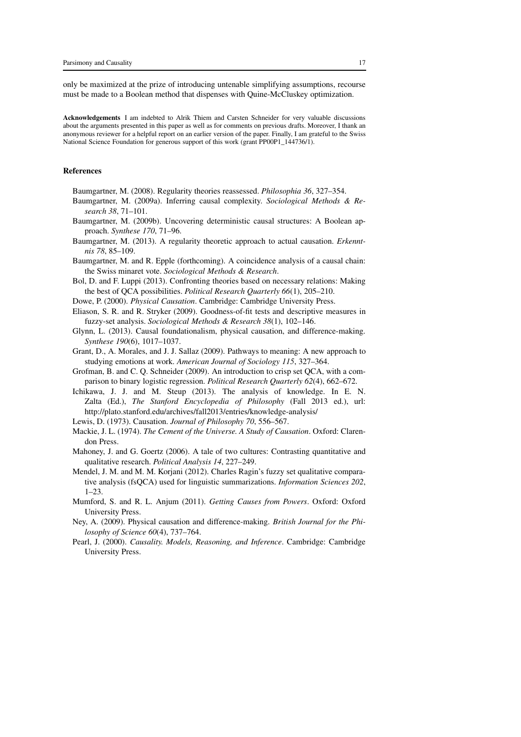only be maximized at the prize of introducing untenable simplifying assumptions, recourse must be made to a Boolean method that dispenses with Quine-McCluskey optimization.

**Acknowledgements** I am indebted to Alrik Thiem and Carsten Schneider for very valuable discussions about the arguments presented in this paper as well as for comments on previous drafts. Moreover, I thank an anonymous reviewer for a helpful report on an earlier version of the paper. Finally, I am grateful to the Swiss National Science Foundation for generous support of this work (grant PP00P1_144736/1).

## References

Baumgartner, M. (2008). Regularity theories reassessed. *Philosophia 36*, 327–354.

Baumgartner, M. (2009a). Inferring causal complexity. *Sociological Methods & Research 38*, 71–101.

Baumgartner, M. (2009b). Uncovering deterministic causal structures: A Boolean approach. *Synthese 170*, 71–96.

Baumgartner, M. (2013). A regularity theoretic approach to actual causation. *Erkenntnis 78*, 85–109.

Baumgartner, M. and R. Epple (forthcoming). A coincidence analysis of a causal chain: the Swiss minaret vote. *Sociological Methods & Research*.

Bol, D. and F. Luppi (2013). Confronting theories based on necessary relations: Making the best of QCA possibilities. *Political Research Quarterly 66*(1), 205–210.

Dowe, P. (2000). *Physical Causation*. Cambridge: Cambridge University Press.

Eliason, S. R. and R. Stryker (2009). Goodness-of-fit tests and descriptive measures in fuzzy-set analysis. *Sociological Methods & Research 38*(1), 102–146.

Glynn, L. (2013). Causal foundationalism, physical causation, and difference-making. *Synthese 190*(6), 1017–1037.

Grant, D., A. Morales, and J. J. Sallaz (2009). Pathways to meaning: A new approach to studying emotions at work. *American Journal of Sociology 115*, 327–364.

Grofman, B. and C. Q. Schneider (2009). An introduction to crisp set QCA, with a comparison to binary logistic regression. *Political Research Quarterly 62*(4), 662–672.

Ichikawa, J. J. and M. Steup (2013). The analysis of knowledge. In E. N. Zalta (Ed.), *The Stanford Encyclopedia of Philosophy* (Fall 2013 ed.), url: http://plato.stanford.edu/archives/fall2013/entries/knowledge-analysis/

Lewis, D. (1973). Causation. *Journal of Philosophy 70*, 556–567.

Mackie, J. L. (1974). *The Cement of the Universe. A Study of Causation*. Oxford: Clarendon Press.

Mahoney, J. and G. Goertz (2006). A tale of two cultures: Contrasting quantitative and qualitative research. *Political Analysis 14*, 227–249.

Mendel, J. M. and M. M. Korjani (2012). Charles Ragin's fuzzy set qualitative comparative analysis (fsQCA) used for linguistic summarizations. *Information Sciences 202*, 1–23.

Mumford, S. and R. L. Anjum (2011). *Getting Causes from Powers*. Oxford: Oxford University Press.

Ney, A. (2009). Physical causation and difference-making. *British Journal for the Philosophy of Science 60*(4), 737–764.

Pearl, J. (2000). *Causality. Models, Reasoning, and Inference*. Cambridge: Cambridge University Press.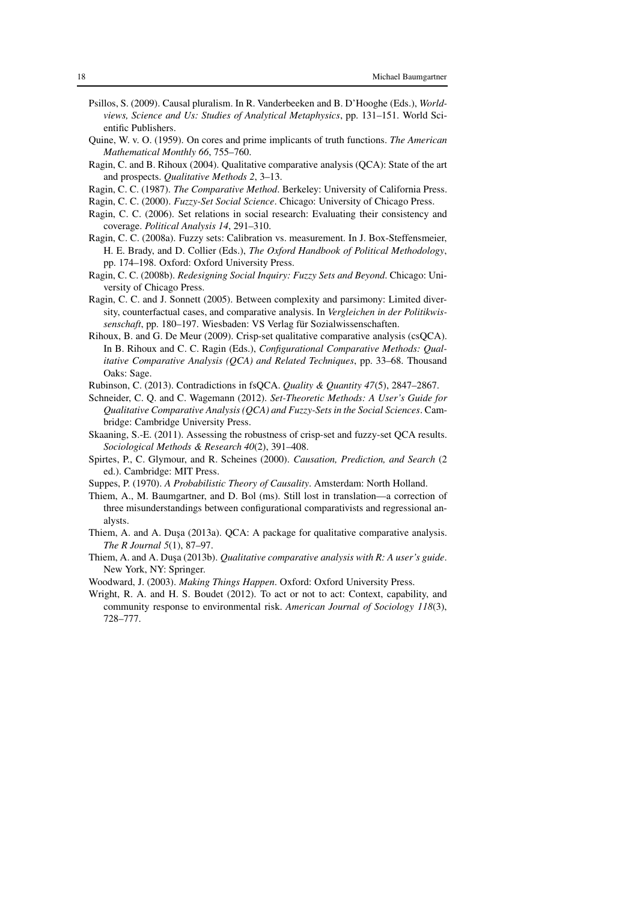Psillos, S. (2009). Causal pluralism. In R. Vanderbeeken and B. D'Hooghe (Eds.), *Worldviews, Science and Us: Studies of Analytical Metaphysics*, pp. 131–151. World Scientific Publishers.

Quine, W. v. O. (1959). On cores and prime implicants of truth functions. *The American Mathematical Monthly 66*, 755–760.

Ragin, C. and B. Rihoux (2004). Qualitative comparative analysis (QCA): State of the art and prospects. *Qualitative Methods 2*, 3–13.

Ragin, C. C. (1987). *The Comparative Method*. Berkeley: University of California Press.

Ragin, C. C. (2000). *Fuzzy-Set Social Science*. Chicago: University of Chicago Press.

Ragin, C. C. (2006). Set relations in social research: Evaluating their consistency and coverage. *Political Analysis 14*, 291–310.

Ragin, C. C. (2008a). Fuzzy sets: Calibration vs. measurement. In J. Box-Steffensmeier, H. E. Brady, and D. Collier (Eds.), *The Oxford Handbook of Political Methodology*, pp. 174–198. Oxford: Oxford University Press.

Ragin, C. C. (2008b). *Redesigning Social Inquiry: Fuzzy Sets and Beyond*. Chicago: University of Chicago Press.

Ragin, C. C. and J. Sonnett (2005). Between complexity and parsimony: Limited diversity, counterfactual cases, and comparative analysis. In *Vergleichen in der Politikwissenschaft*, pp. 180–197. Wiesbaden: VS Verlag für Sozialwissenschaften.

Rihoux, B. and G. De Meur (2009). Crisp-set qualitative comparative analysis (csQCA). In B. Rihoux and C. C. Ragin (Eds.), *Configurational Comparative Methods: Qualitative Comparative Analysis (QCA) and Related Techniques*, pp. 33–68. Thousand Oaks: Sage.

Rubinson, C. (2013). Contradictions in fsQCA. *Quality & Quantity 47*(5), 2847–2867.

Schneider, C. Q. and C. Wagemann (2012). *Set-Theoretic Methods: A User's Guide for Qualitative Comparative Analysis (QCA) and Fuzzy-Sets in the Social Sciences*. Cambridge: Cambridge University Press.

Skaaning, S.-E. (2011). Assessing the robustness of crisp-set and fuzzy-set QCA results. *Sociological Methods & Research 40*(2), 391–408.

Spirtes, P., C. Glymour, and R. Scheines (2000). *Causation, Prediction, and Search* (2 ed.). Cambridge: MIT Press.

Suppes, P. (1970). *A Probabilistic Theory of Causality*. Amsterdam: North Holland.

Thiem, A., M. Baumgartner, and D. Bol (ms). Still lost in translation—a correction of three misunderstandings between configurational comparativists and regressional analysts.

Thiem, A. and A. Duşa (2013a). QCA: A package for qualitative comparative analysis. *The R Journal 5*(1), 87–97.

Thiem, A. and A. Duşa (2013b). *Qualitative comparative analysis with R: A user's guide*. New York, NY: Springer.

Woodward, J. (2003). *Making Things Happen*. Oxford: Oxford University Press.

Wright, R. A. and H. S. Boudet (2012). To act or not to act: Context, capability, and community response to environmental risk. *American Journal of Sociology 118*(3), 728–777.